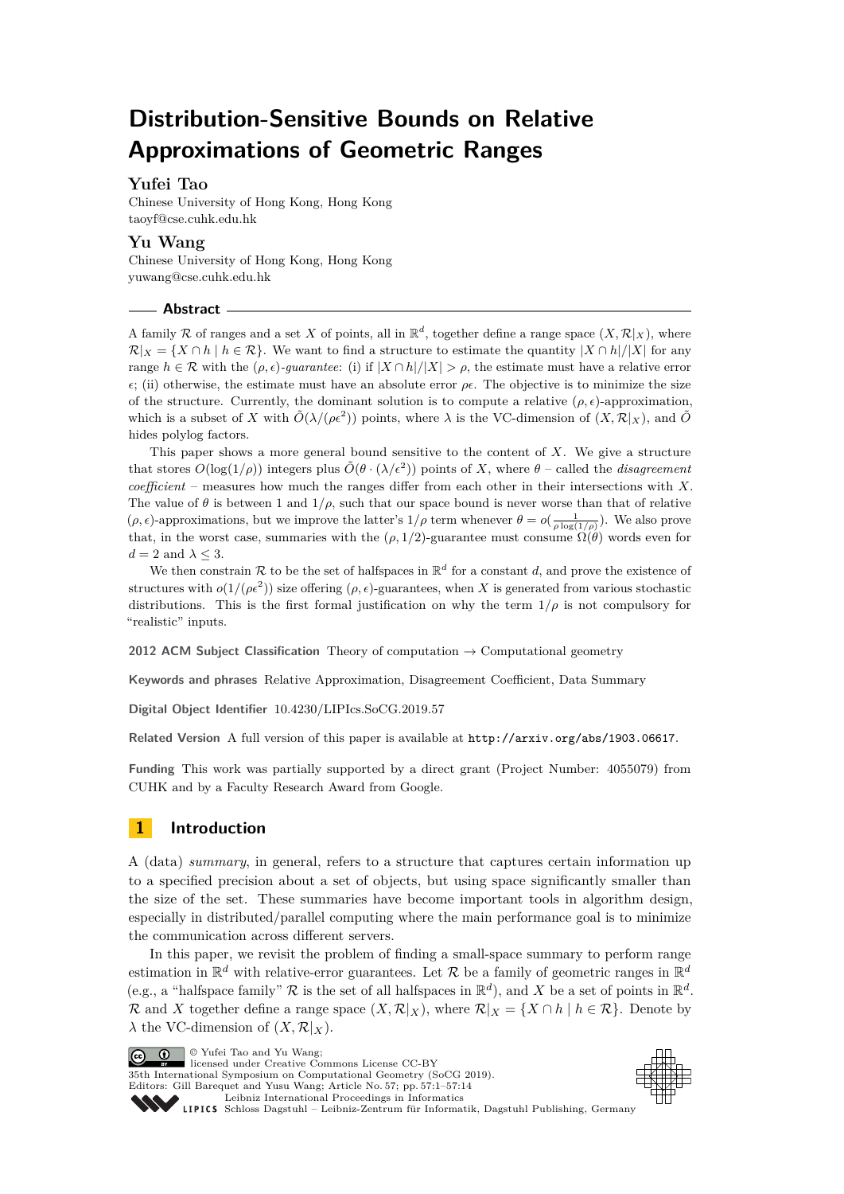# Distribution-Sensitive Bounds on Relative Approximations of Geometric Ranges

**Yufei Tao**
Chinese University of Hong Kong, Hong Kong
taoyf@cse.cuhk.edu.hk

**Yu Wang**
Chinese University of Hong Kong, Hong Kong
yuwang@cse.cuhk.edu.hk

## Abstract

A family $\mathcal{R}$ of ranges and a set $X$ of points, all in $\mathbb{R}^d$, together define a range space $(X, \mathcal{R}|_X)$, where $\mathcal{R}|_X = \{X \cap h \mid h \in \mathcal{R}\}$. We want to find a structure to estimate the quantity $|X \cap h|/|X|$ for any range $h \in \mathcal{R}$ with the $(\rho, \epsilon)$-*guarantee*: (i) if $|X \cap h|/|X| > \rho$, the estimate must have a relative error $\epsilon$; (ii) otherwise, the estimate must have an absolute error $\rho\epsilon$. The objective is to minimize the size of the structure. Currently, the dominant solution is to compute a relative $(\rho, \epsilon)$-approximation, which is a subset of $X$ with $\tilde{O}(\lambda/(\rho\epsilon^2))$ points, where $\lambda$ is the VC-dimension of $(X, \mathcal{R}|_X)$, and $\tilde{O}$ hides polylog factors.

This paper shows a more general bound sensitive to the content of $X$. We give a structure that stores $O(\log(1/\rho))$ integers plus $\tilde{O}(\theta \cdot (\lambda/\epsilon^2))$ points of $X$, where $\theta$ – called the *disagreement coefficient* – measures how much the ranges differ from each other in their intersections with $X$. The value of $\theta$ is between 1 and $1/\rho$, such that our space bound is never worse than that of relative $(\rho, \epsilon)$-approximations, but we improve the latter's $1/\rho$ term whenever $\theta = o(\frac{1}{\rho \log(1/\rho)})$. We also prove that, in the worst case, summaries with the $(\rho, 1/2)$-guarantee must consume $\Omega(\theta)$ words even for $d = 2$ and $\lambda \leq 3$.

We then constrain $\mathcal{R}$ to be the set of halfspaces in $\mathbb{R}^d$ for a constant $d$, and prove the existence of structures with $o(1/(\rho\epsilon^2))$ size offering $(\rho, \epsilon)$-guarantees, when $X$ is generated from various stochastic distributions. This is the first formal justification on why the term $1/\rho$ is not compulsory for "realistic" inputs.

**2012 ACM Subject Classification** Theory of computation → Computational geometry

**Keywords and phrases** Relative Approximation, Disagreement Coefficient, Data Summary

**Digital Object Identifier** 10.4230/LIPIcs.SoCG.2019.57

**Related Version** A full version of this paper is available at `http://arxiv.org/abs/1903.06617`.

**Funding** This work was partially supported by a direct grant (Project Number: 4055079) from CUHK and by a Faculty Research Award from Google.

## 1 Introduction

A (data) *summary*, in general, refers to a structure that captures certain information up to a specified precision about a set of objects, but using space significantly smaller than the size of the set. These summaries have become important tools in algorithm design, especially in distributed/parallel computing where the main performance goal is to minimize the communication across different servers.

In this paper, we revisit the problem of finding a small-space summary to perform range estimation in $\mathbb{R}^d$ with relative-error guarantees. Let $\mathcal{R}$ be a family of geometric ranges in $\mathbb{R}^d$ (e.g., a "halfspace family" $\mathcal{R}$ is the set of all halfspaces in $\mathbb{R}^d$), and $X$ be a set of points in $\mathbb{R}^d$. $\mathcal{R}$ and $X$ together define a range space $(X, \mathcal{R}|_X)$, where $\mathcal{R}|_X = \{X \cap h \mid h \in \mathcal{R}\}$. Denote by $\lambda$ the VC-dimension of $(X, \mathcal{R}|_X)$.

© Yufei Tao and Yu Wang;
licensed under Creative Commons License CC-BY
35th International Symposium on Computational Geometry (SoCG 2019).
Editors: Gill Barequet and Yusu Wang; Article No. 57; pp. 57:1–57:14
Leibniz International Proceedings in Informatics
LIPICS Schloss Dagstuhl – Leibniz-Zentrum für Informatik, Dagstuhl Publishing, Germany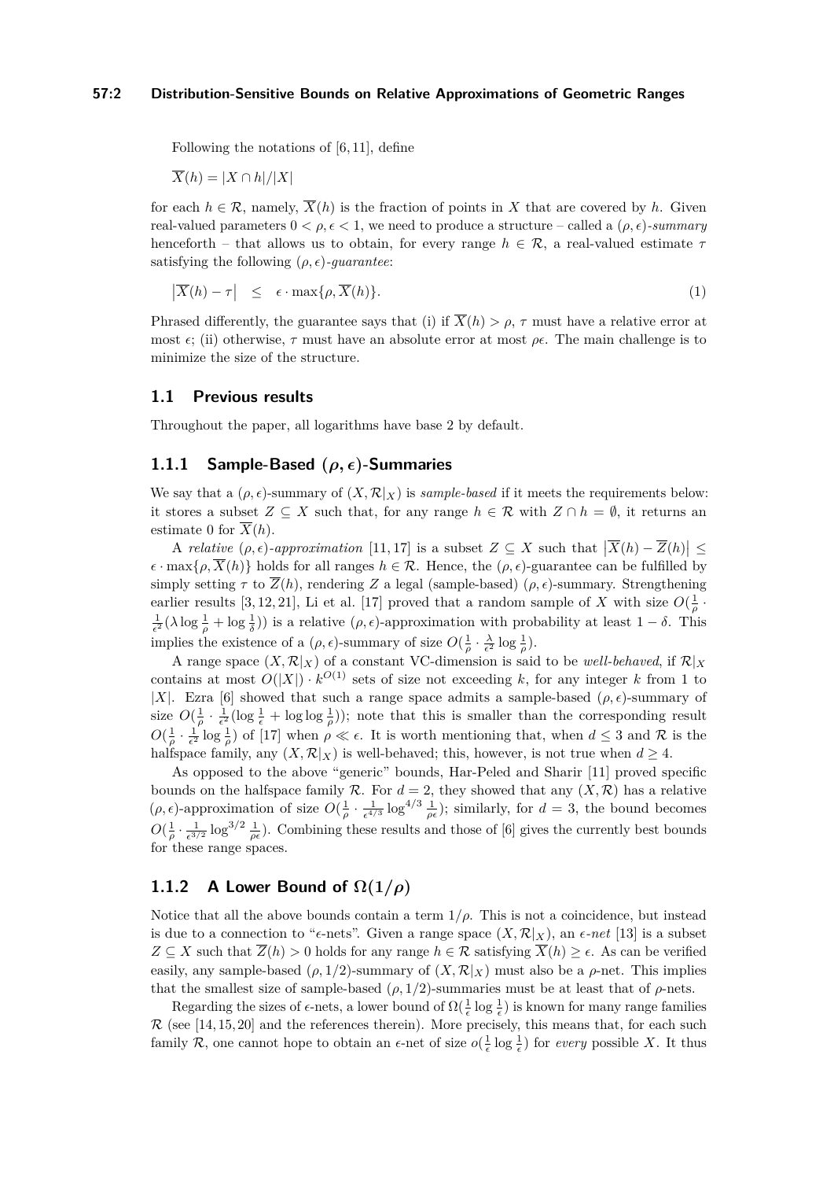Following the notations of [6,11], define

$\overline{X}(h) = |X \cap h|/|X|$

for each $h \in \mathcal{R}$, namely, $\overline{X}(h)$ is the fraction of points in $X$ that are covered by $h$. Given real-valued parameters $0 < \rho, \epsilon < 1$, we need to produce a structure – called a $(\rho, \epsilon)$-*summary* henceforth – that allows us to obtain, for every range $h \in \mathcal{R}$, a real-valued estimate $\tau$ satisfying the following $(\rho, \epsilon)$-*guarantee*:

$$\left|\overline{X}(h) - \tau\right| \quad \leq \quad \epsilon \cdot \max\{\rho, \overline{X}(h)\}. \tag{1}$$

Phrased differently, the guarantee says that (i) if $\overline{X}(h) > \rho$, $\tau$ must have a relative error at most $\epsilon$; (ii) otherwise, $\tau$ must have an absolute error at most $\rho\epsilon$. The main challenge is to minimize the size of the structure.

## 1.1 Previous results

Throughout the paper, all logarithms have base 2 by default.

### 1.1.1 Sample-Based $(\rho, \epsilon)$-Summaries

We say that a $(\rho, \epsilon)$-summary of $(X, \mathcal{R}|_X)$ is *sample-based* if it meets the requirements below: it stores a subset $Z \subseteq X$ such that, for any range $h \in \mathcal{R}$ with $Z \cap h = \emptyset$, it returns an estimate 0 for $\overline{X}(h)$.

A *relative* $(\rho, \epsilon)$-*approximation* [11,17] is a subset $Z \subseteq X$ such that $\left|\overline{X}(h) - \overline{Z}(h)\right| \leq \epsilon \cdot \max\{\rho, \overline{X}(h)\}$ holds for all ranges $h \in \mathcal{R}$. Hence, the $(\rho, \epsilon)$-guarantee can be fulfilled by simply setting $\tau$ to $\overline{Z}(h)$, rendering $Z$ a legal (sample-based) $(\rho, \epsilon)$-summary. Strengthening earlier results [3,12,21], Li et al. [17] proved that a random sample of $X$ with size $O(\frac{1}{\rho} \cdot \frac{1}{\epsilon^2}(\lambda \log \frac{1}{\rho} + \log \frac{1}{\delta}))$ is a relative $(\rho, \epsilon)$-approximation with probability at least $1 - \delta$. This implies the existence of a $(\rho, \epsilon)$-summary of size $O(\frac{1}{\rho} \cdot \frac{\lambda}{\epsilon^2} \log \frac{1}{\rho})$.

A range space $(X, \mathcal{R}|_X)$ of a constant VC-dimension is said to be *well-behaved*, if $\mathcal{R}|_X$ contains at most $O(|X|) \cdot k^{O(1)}$ sets of size not exceeding $k$, for any integer $k$ from 1 to $|X|$. Ezra [6] showed that such a range space admits a sample-based $(\rho, \epsilon)$-summary of size $O(\frac{1}{\rho} \cdot \frac{1}{\epsilon^2}(\log \frac{1}{\epsilon} + \log \log \frac{1}{\rho}))$; note that this is smaller than the corresponding result $O(\frac{1}{\rho} \cdot \frac{1}{\epsilon^2} \log \frac{1}{\rho})$ of [17] when $\rho \ll \epsilon$. It is worth mentioning that, when $d \leq 3$ and $\mathcal{R}$ is the halfspace family, any $(X, \mathcal{R}|_X)$ is well-behaved; this, however, is not true when $d \geq 4$.

As opposed to the above "generic" bounds, Har-Peled and Sharir [11] proved specific bounds on the halfspace family $\mathcal{R}$. For $d = 2$, they showed that any $(X, \mathcal{R})$ has a relative $(\rho, \epsilon)$-approximation of size $O(\frac{1}{\rho} \cdot \frac{1}{\epsilon^{4/3}} \log^{4/3} \frac{1}{\rho\epsilon})$; similarly, for $d = 3$, the bound becomes $O(\frac{1}{\rho} \cdot \frac{1}{\epsilon^{3/2}} \log^{3/2} \frac{1}{\rho\epsilon})$. Combining these results and those of [6] gives the currently best bounds for these range spaces.

### 1.1.2 A Lower Bound of $\Omega(1/\rho)$

Notice that all the above bounds contain a term $1/\rho$. This is not a coincidence, but instead is due to a connection to "$\epsilon$-nets". Given a range space $(X, \mathcal{R}|_X)$, an $\epsilon$-*net* [13] is a subset $Z \subseteq X$ such that $\overline{Z}(h) > 0$ holds for any range $h \in \mathcal{R}$ satisfying $\overline{X}(h) \geq \epsilon$. As can be verified easily, any sample-based $(\rho, 1/2)$-summary of $(X, \mathcal{R}|_X)$ must also be a $\rho$-net. This implies that the smallest size of sample-based $(\rho, 1/2)$-summaries must be at least that of $\rho$-nets.

Regarding the sizes of $\epsilon$-nets, a lower bound of $\Omega(\frac{1}{\epsilon} \log \frac{1}{\epsilon})$ is known for many range families $\mathcal{R}$ (see [14,15,20] and the references therein). More precisely, this means that, for each such family $\mathcal{R}$, one cannot hope to obtain an $\epsilon$-net of size $o(\frac{1}{\epsilon} \log \frac{1}{\epsilon})$ for *every* possible $X$. It thus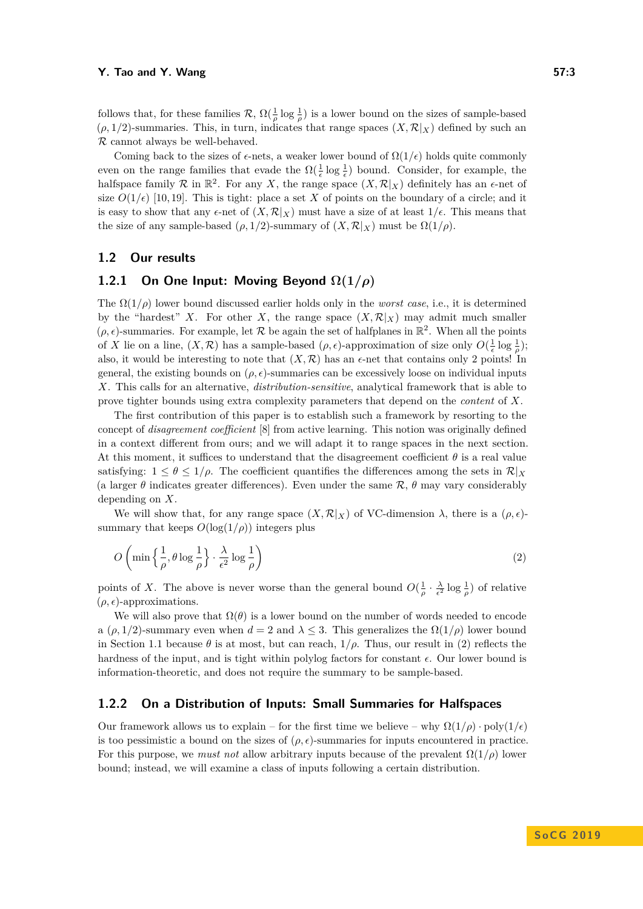follows that, for these families $\mathcal{R}$, $\Omega(\frac{1}{\rho}\log\frac{1}{\rho})$ is a lower bound on the sizes of sample-based $(\rho, 1/2)$-summaries. This, in turn, indicates that range spaces $(X, \mathcal{R}|_X)$ defined by such an $\mathcal{R}$ cannot always be well-behaved.

Coming back to the sizes of $\epsilon$-nets, a weaker lower bound of $\Omega(1/\epsilon)$ holds quite commonly even on the range families that evade the $\Omega(\frac{1}{\epsilon}\log\frac{1}{\epsilon})$ bound. Consider, for example, the halfspace family $\mathcal{R}$ in $\mathbb{R}^2$. For any $X$, the range space $(X, \mathcal{R}|_X)$ definitely has an $\epsilon$-net of size $O(1/\epsilon)$ [10, 19]. This is tight: place a set $X$ of points on the boundary of a circle; and it is easy to show that any $\epsilon$-net of $(X, \mathcal{R}|_X)$ must have a size of at least $1/\epsilon$. This means that the size of any sample-based $(\rho, 1/2)$-summary of $(X, \mathcal{R}|_X)$ must be $\Omega(1/\rho)$.

## 1.2 Our results

### 1.2.1 On One Input: Moving Beyond $\Omega(1/\rho)$

The $\Omega(1/\rho)$ lower bound discussed earlier holds only in the *worst case*, i.e., it is determined by the "hardest" $X$. For other $X$, the range space $(X, \mathcal{R}|_X)$ may admit much smaller $(\rho, \epsilon)$-summaries. For example, let $\mathcal{R}$ be again the set of halfplanes in $\mathbb{R}^2$. When all the points of $X$ lie on a line, $(X, \mathcal{R})$ has a sample-based $(\rho, \epsilon)$-approximation of size only $O(\frac{1}{\epsilon}\log\frac{1}{\rho})$; also, it would be interesting to note that $(X, \mathcal{R})$ has an $\epsilon$-net that contains only 2 points! In general, the existing bounds on $(\rho, \epsilon)$-summaries can be excessively loose on individual inputs $X$. This calls for an alternative, *distribution-sensitive*, analytical framework that is able to prove tighter bounds using extra complexity parameters that depend on the *content* of $X$.

The first contribution of this paper is to establish such a framework by resorting to the concept of *disagreement coefficient* [8] from active learning. This notion was originally defined in a context different from ours; and we will adapt it to range spaces in the next section. At this moment, it suffices to understand that the disagreement coefficient $\theta$ is a real value satisfying: $1 \le \theta \le 1/\rho$. The coefficient quantifies the differences among the sets in $\mathcal{R}|_X$ (a larger $\theta$ indicates greater differences). Even under the same $\mathcal{R}$, $\theta$ may vary considerably depending on $X$.

We will show that, for any range space $(X, \mathcal{R}|_X)$ of VC-dimension $\lambda$, there is a $(\rho, \epsilon)$-summary that keeps $O(\log(1/\rho))$ integers plus

$$O\left(\min\left\{\frac{1}{\rho}, \theta\log\frac{1}{\rho}\right\} \cdot \frac{\lambda}{\epsilon^2}\log\frac{1}{\rho}\right) \tag{2}$$

points of $X$. The above is never worse than the general bound $O(\frac{1}{\rho} \cdot \frac{\lambda}{\epsilon^2}\log\frac{1}{\rho})$ of relative $(\rho, \epsilon)$-approximations.

We will also prove that $\Omega(\theta)$ is a lower bound on the number of words needed to encode a $(\rho, 1/2)$-summary even when $d = 2$ and $\lambda \le 3$. This generalizes the $\Omega(1/\rho)$ lower bound in Section 1.1 because $\theta$ is at most, but can reach, $1/\rho$. Thus, our result in (2) reflects the hardness of the input, and is tight within polylog factors for constant $\epsilon$. Our lower bound is information-theoretic, and does not require the summary to be sample-based.

### 1.2.2 On a Distribution of Inputs: Small Summaries for Halfspaces

Our framework allows us to explain – for the first time we believe – why $\Omega(1/\rho) \cdot \text{poly}(1/\epsilon)$ is too pessimistic a bound on the sizes of $(\rho, \epsilon)$-summaries for inputs encountered in practice. For this purpose, we *must not* allow arbitrary inputs because of the prevalent $\Omega(1/\rho)$ lower bound; instead, we will examine a class of inputs following a certain distribution.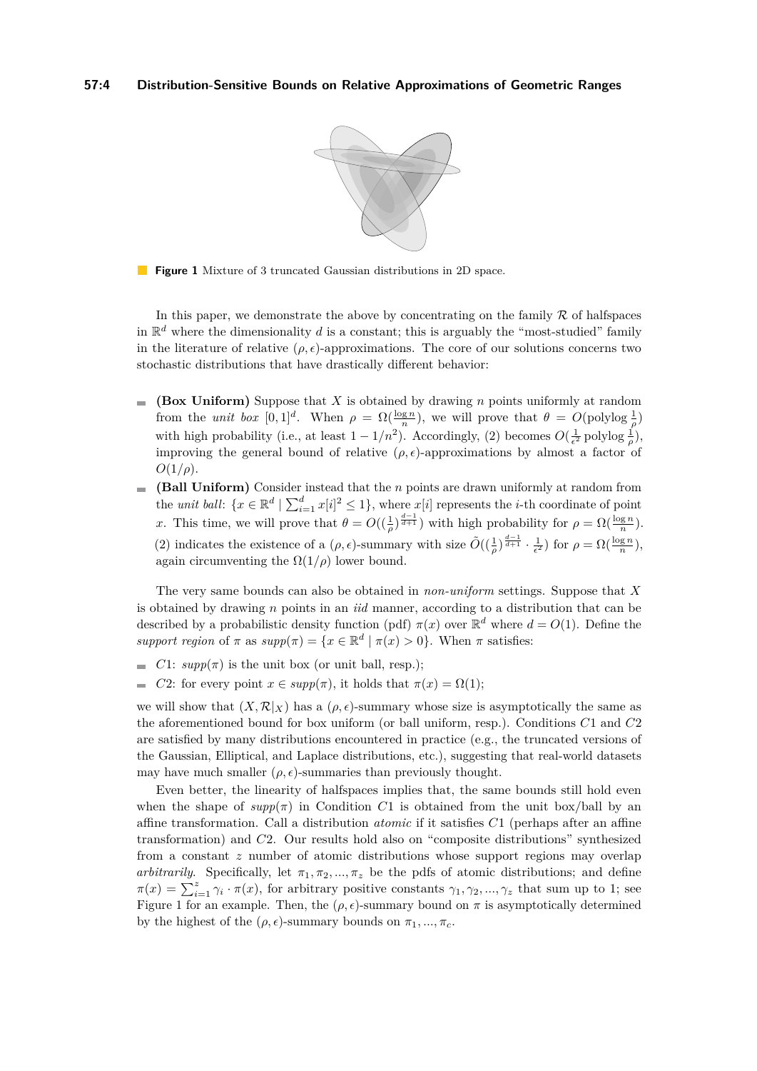**Figure 1** Mixture of 3 truncated Gaussian distributions in 2D space.

In this paper, we demonstrate the above by concentrating on the family $\mathcal{R}$ of halfspaces in $\mathbb{R}^d$ where the dimensionality $d$ is a constant; this is arguably the "most-studied" family in the literature of relative $(\rho, \epsilon)$-approximations. The core of our solutions concerns two stochastic distributions that have drastically different behavior:

- **(Box Uniform)** Suppose that $X$ is obtained by drawing $n$ points uniformly at random from the *unit box* $[0, 1]^d$. When $\rho = \Omega(\frac{\log n}{n})$, we will prove that $\theta = O(\text{polylog} \frac{1}{\rho})$ with high probability (i.e., at least $1 - 1/n^2$). Accordingly, (2) becomes $O(\frac{1}{\epsilon^2} \text{polylog} \frac{1}{\rho})$, improving the general bound of relative $(\rho, \epsilon)$-approximations by almost a factor of $O(1/\rho)$.
- **(Ball Uniform)** Consider instead that the $n$ points are drawn uniformly at random from the *unit ball*: $\{x \in \mathbb{R}^d \mid \sum_{i=1}^{d} x[i]^2 \leq 1\}$, where $x[i]$ represents the $i$-th coordinate of point $x$. This time, we will prove that $\theta = O((\frac{1}{\rho})^{\frac{d-1}{d+1}})$ with high probability for $\rho = \Omega(\frac{\log n}{n})$. (2) indicates the existence of a $(\rho, \epsilon)$-summary with size $\tilde{O}((\frac{1}{\rho})^{\frac{d-1}{d+1}} \cdot \frac{1}{\epsilon^2})$ for $\rho = \Omega(\frac{\log n}{n})$, again circumventing the $\Omega(1/\rho)$ lower bound.

The very same bounds can also be obtained in *non-uniform* settings. Suppose that $X$ is obtained by drawing $n$ points in an *iid* manner, according to a distribution that can be described by a probabilistic density function (pdf) $\pi(x)$ over $\mathbb{R}^d$ where $d = O(1)$. Define the *support region* of $\pi$ as $supp(\pi) = \{x \in \mathbb{R}^d \mid \pi(x) > 0\}$. When $\pi$ satisfies:

- $C1$: $supp(\pi)$ is the unit box (or unit ball, resp.);
- $C2$: for every point $x \in supp(\pi)$, it holds that $\pi(x) = \Omega(1)$;

we will show that $(X, \mathcal{R}|_X)$ has a $(\rho, \epsilon)$-summary whose size is asymptotically the same as the aforementioned bound for box uniform (or ball uniform, resp.). Conditions $C1$ and $C2$ are satisfied by many distributions encountered in practice (e.g., the truncated versions of the Gaussian, Elliptical, and Laplace distributions, etc.), suggesting that real-world datasets may have much smaller $(\rho, \epsilon)$-summaries than previously thought.

Even better, the linearity of halfspaces implies that, the same bounds still hold even when the shape of $supp(\pi)$ in Condition $C1$ is obtained from the unit box/ball by an affine transformation. Call a distribution *atomic* if it satisfies $C1$ (perhaps after an affine transformation) and $C2$. Our results hold also on "composite distributions" synthesized from a constant $z$ number of atomic distributions whose support regions may overlap *arbitrarily*. Specifically, let $\pi_1, \pi_2, ..., \pi_z$ be the pdfs of atomic distributions; and define $\pi(x) = \sum_{i=1}^{z} \gamma_i \cdot \pi(x)$, for arbitrary positive constants $\gamma_1, \gamma_2, ..., \gamma_z$ that sum up to 1; see Figure 1 for an example. Then, the $(\rho, \epsilon)$-summary bound on $\pi$ is asymptotically determined by the highest of the $(\rho, \epsilon)$-summary bounds on $\pi_1, ..., \pi_c$.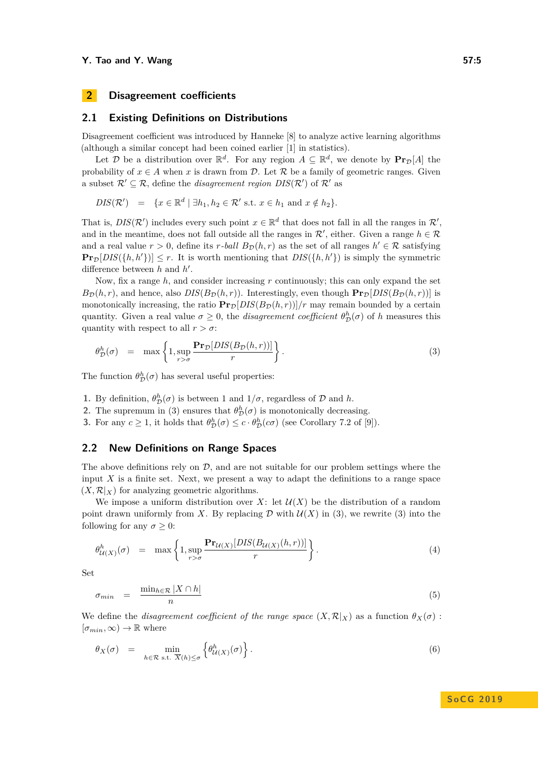## 2 Disagreement coefficients

### 2.1 Existing Definitions on Distributions

Disagreement coefficient was introduced by Hanneke [8] to analyze active learning algorithms (although a similar concept had been coined earlier [1] in statistics).

Let $\mathcal{D}$ be a distribution over $\mathbb{R}^d$. For any region $A \subseteq \mathbb{R}^d$, we denote by $\mathbf{Pr}_{\mathcal{D}}[A]$ the probability of $x \in A$ when $x$ is drawn from $\mathcal{D}$. Let $\mathcal{R}$ be a family of geometric ranges. Given a subset $\mathcal{R}' \subseteq \mathcal{R}$, define the *disagreement region* $DIS(\mathcal{R}')$ of $\mathcal{R}'$ as

$$DIS(\mathcal{R}') \quad = \quad \{x \in \mathbb{R}^d \mid \exists h_1, h_2 \in \mathcal{R}' \text{ s.t. } x \in h_1 \text{ and } x \notin h_2\}.$$

That is, $DIS(\mathcal{R}')$ includes every such point $x \in \mathbb{R}^d$ that does not fall in all the ranges in $\mathcal{R}'$, and in the meantime, does not fall outside all the ranges in $\mathcal{R}'$, either. Given a range $h \in \mathcal{R}$ and a real value $r > 0$, define its *r-ball* $B_{\mathcal{D}}(h, r)$ as the set of all ranges $h' \in \mathcal{R}$ satisfying $\mathbf{Pr}_{\mathcal{D}}[DIS(\{h, h'\})] \le r$. It is worth mentioning that $DIS(\{h, h'\})$ is simply the symmetric difference between $h$ and $h'$.

Now, fix a range $h$, and consider increasing $r$ continuously; this can only expand the set $B_{\mathcal{D}}(h, r)$, and hence, also $DIS(B_{\mathcal{D}}(h, r))$. Interestingly, even though $\mathbf{Pr}_{\mathcal{D}}[DIS(B_{\mathcal{D}}(h, r))]$ is monotonically increasing, the ratio $\mathbf{Pr}_{\mathcal{D}}[DIS(B_{\mathcal{D}}(h, r))]/r$ may remain bounded by a certain quantity. Given a real value $\sigma \ge 0$, the *disagreement coefficient* $\theta^h_{\mathcal{D}}(\sigma)$ of $h$ measures this quantity with respect to all $r > \sigma$:

$$\theta^h_{\mathcal{D}}(\sigma) \quad = \quad \max\left\{1, \sup_{r > \sigma} \frac{\mathbf{Pr}_{\mathcal{D}}[DIS(B_{\mathcal{D}}(h, r))]}{r}\right\}. \tag{3}$$

The function $\theta^h_{\mathcal{D}}(\sigma)$ has several useful properties:

1. By definition, $\theta^h_{\mathcal{D}}(\sigma)$ is between 1 and $1/\sigma$, regardless of $\mathcal{D}$ and $h$.
2. The supremum in (3) ensures that $\theta^h_{\mathcal{D}}(\sigma)$ is monotonically decreasing.
3. For any $c \ge 1$, it holds that $\theta^h_{\mathcal{D}}(\sigma) \le c \cdot \theta^h_{\mathcal{D}}(c\sigma)$ (see Corollary 7.2 of [9]).

### 2.2 New Definitions on Range Spaces

The above definitions rely on $\mathcal{D}$, and are not suitable for our problem settings where the input $X$ is a finite set. Next, we present a way to adapt the definitions to a range space $(X, \mathcal{R}|_X)$ for analyzing geometric algorithms.

We impose a uniform distribution over $X$: let $\mathcal{U}(X)$ be the distribution of a random point drawn uniformly from $X$. By replacing $\mathcal{D}$ with $\mathcal{U}(X)$ in (3), we rewrite (3) into the following for any $\sigma \ge 0$:

$$\theta^h_{\mathcal{U}(X)}(\sigma) \quad = \quad \max\left\{1, \sup_{r > \sigma} \frac{\mathbf{Pr}_{\mathcal{U}(X)}[DIS(B_{\mathcal{U}(X)}(h, r))]}{r}\right\}. \tag{4}$$

Set

$$\sigma_{min} \quad = \quad \frac{\min_{h \in \mathcal{R}} |X \cap h|}{n} \tag{5}$$

We define the *disagreement coefficient of the range space* $(X, \mathcal{R}|_X)$ as a function $\theta_X(\sigma) : [\sigma_{min}, \infty) \to \mathbb{R}$ where

$$\theta_X(\sigma) \quad = \quad \min_{h \in \mathcal{R} \text{ s.t. } \overline{X}(h) \le \sigma} \left\{\theta^h_{\mathcal{U}(X)}(\sigma)\right\}. \tag{6}$$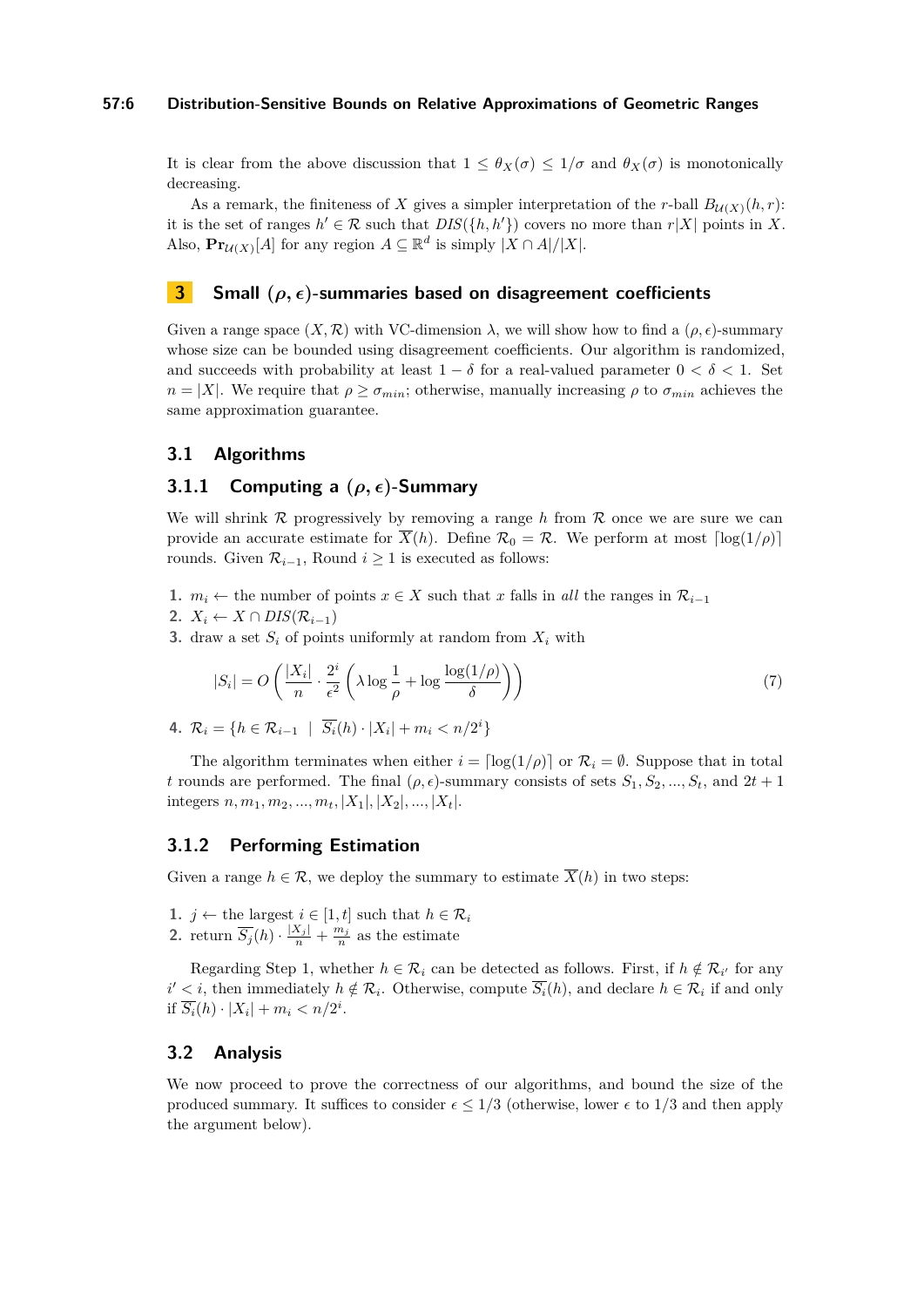It is clear from the above discussion that $1 \le \theta_X(\sigma) \le 1/\sigma$ and $\theta_X(\sigma)$ is monotonically decreasing.

As a remark, the finiteness of $X$ gives a simpler interpretation of the $r$-ball $B_{\mathcal{U}(X)}(h, r)$: it is the set of ranges $h' \in \mathcal{R}$ such that $DIS(\{h, h'\})$ covers no more than $r|X|$ points in $X$. Also, $\mathbf{Pr}_{\mathcal{U}(X)}[A]$ for any region $A \subseteq \mathbb{R}^d$ is simply $|X \cap A|/|X|$.

## 3 Small $(\rho, \epsilon)$-summaries based on disagreement coefficients

Given a range space $(X, \mathcal{R})$ with VC-dimension $\lambda$, we will show how to find a $(\rho, \epsilon)$-summary whose size can be bounded using disagreement coefficients. Our algorithm is randomized, and succeeds with probability at least $1 - \delta$ for a real-valued parameter $0 < \delta < 1$. Set $n = |X|$. We require that $\rho \ge \sigma_{min}$; otherwise, manually increasing $\rho$ to $\sigma_{min}$ achieves the same approximation guarantee.

### 3.1 Algorithms

#### 3.1.1 Computing a $(\rho, \epsilon)$-Summary

We will shrink $\mathcal{R}$ progressively by removing a range $h$ from $\mathcal{R}$ once we are sure we can provide an accurate estimate for $\overline{X}(h)$. Define $\mathcal{R}_0 = \mathcal{R}$. We perform at most $\lceil \log(1/\rho) \rceil$ rounds. Given $\mathcal{R}_{i-1}$, Round $i \ge 1$ is executed as follows:

1. $m_i \leftarrow$ the number of points $x \in X$ such that $x$ falls in *all* the ranges in $\mathcal{R}_{i-1}$
2. $X_i \leftarrow X \cap DIS(\mathcal{R}_{i-1})$
3. draw a set $S_i$ of points uniformly at random from $X_i$ with

$$|S_i| = O\left(\frac{|X_i|}{n} \cdot \frac{2^i}{\epsilon^2}\left(\lambda \log \frac{1}{\rho} + \log \frac{\log(1/\rho)}{\delta}\right)\right) \tag{7}$$

4. $\mathcal{R}_i = \{h \in \mathcal{R}_{i-1} \mid \overline{S_i}(h) \cdot |X_i| + m_i < n/2^i\}$

The algorithm terminates when either $i = \lceil \log(1/\rho) \rceil$ or $\mathcal{R}_i = \emptyset$. Suppose that in total $t$ rounds are performed. The final $(\rho, \epsilon)$-summary consists of sets $S_1, S_2, ..., S_t$, and $2t + 1$ integers $n, m_1, m_2, ..., m_t, |X_1|, |X_2|, ..., |X_t|$.

#### 3.1.2 Performing Estimation

Given a range $h \in \mathcal{R}$, we deploy the summary to estimate $\overline{X}(h)$ in two steps:

1. $j \leftarrow$ the largest $i \in [1, t]$ such that $h \in \mathcal{R}_i$
2. return $\overline{S_j}(h) \cdot \frac{|X_j|}{n} + \frac{m_j}{n}$ as the estimate

Regarding Step 1, whether $h \in \mathcal{R}_i$ can be detected as follows. First, if $h \notin \mathcal{R}_{i'}$ for any $i' < i$, then immediately $h \notin \mathcal{R}_i$. Otherwise, compute $\overline{S_i}(h)$, and declare $h \in \mathcal{R}_i$ if and only if $\overline{S_i}(h) \cdot |X_i| + m_i < n/2^i$.

### 3.2 Analysis

We now proceed to prove the correctness of our algorithms, and bound the size of the produced summary. It suffices to consider $\epsilon \le 1/3$ (otherwise, lower $\epsilon$ to $1/3$ and then apply the argument below).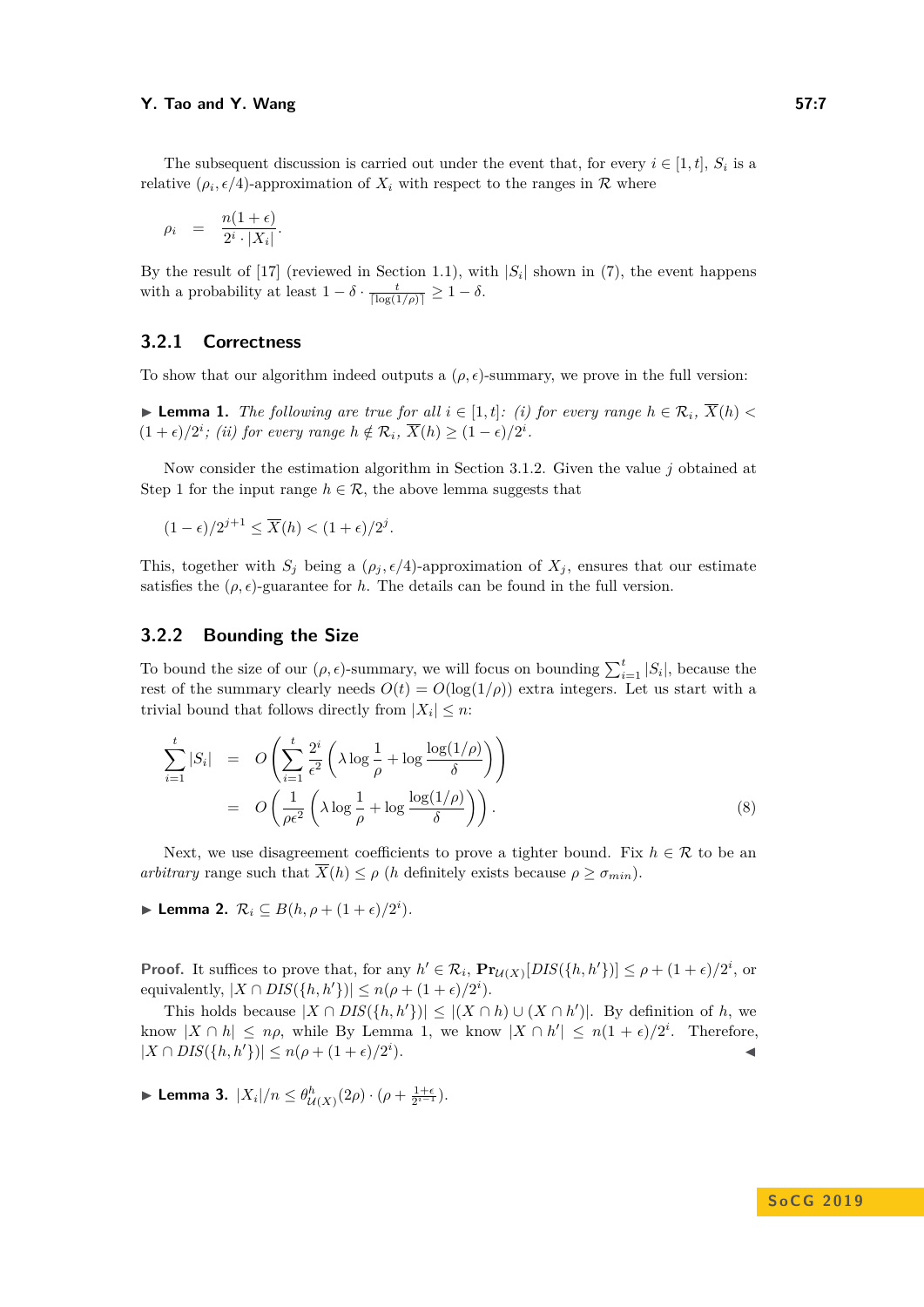The subsequent discussion is carried out under the event that, for every $i \in [1, t]$, $S_i$ is a relative $(\rho_i, \epsilon/4)$-approximation of $X_i$ with respect to the ranges in $\mathcal{R}$ where

$$\rho_i = \frac{n(1+\epsilon)}{2^i \cdot |X_i|}.$$

By the result of [17] (reviewed in Section 1.1), with $|S_i|$ shown in (7), the event happens with a probability at least $1 - \delta \cdot \frac{t}{\lceil \log(1/\rho) \rceil} \geq 1 - \delta$.

### 3.2.1 Correctness

To show that our algorithm indeed outputs a $(\rho, \epsilon)$-summary, we prove in the full version:

▶ **Lemma 1.** *The following are true for all $i \in [1, t]$: (i) for every range $h \in \mathcal{R}_i$, $\overline{X}(h) < (1+\epsilon)/2^i$; (ii) for every range $h \notin \mathcal{R}_i$, $\overline{X}(h) \geq (1-\epsilon)/2^i$.*

Now consider the estimation algorithm in Section 3.1.2. Given the value $j$ obtained at Step 1 for the input range $h \in \mathcal{R}$, the above lemma suggests that

$$(1-\epsilon)/2^{j+1} \leq \overline{X}(h) < (1+\epsilon)/2^j.$$

This, together with $S_j$ being a $(\rho_j, \epsilon/4)$-approximation of $X_j$, ensures that our estimate satisfies the $(\rho, \epsilon)$-guarantee for $h$. The details can be found in the full version.

### 3.2.2 Bounding the Size

To bound the size of our $(\rho, \epsilon)$-summary, we will focus on bounding $\sum_{i=1}^{t} |S_i|$, because the rest of the summary clearly needs $O(t) = O(\log(1/\rho))$ extra integers. Let us start with a trivial bound that follows directly from $|X_i| \leq n$:

$$\begin{aligned}
\sum_{i=1}^{t} |S_i| &= O\left(\sum_{i=1}^{t} \frac{2^i}{\epsilon^2}\left(\lambda \log \frac{1}{\rho} + \log \frac{\log(1/\rho)}{\delta}\right)\right) \\
&= O\left(\frac{1}{\rho\epsilon^2}\left(\lambda \log \frac{1}{\rho} + \log \frac{\log(1/\rho)}{\delta}\right)\right). \qquad (8)
\end{aligned}$$

Next, we use disagreement coefficients to prove a tighter bound. Fix $h \in \mathcal{R}$ to be an *arbitrary* range such that $\overline{X}(h) \leq \rho$ ($h$ definitely exists because $\rho \geq \sigma_{min}$).

▶ **Lemma 2.** $\mathcal{R}_i \subseteq B(h, \rho + (1+\epsilon)/2^i)$.

**Proof.** It suffices to prove that, for any $h' \in \mathcal{R}_i$, $\mathbf{Pr}_{\mathcal{U}(X)}[DIS(\{h, h'\})] \leq \rho + (1+\epsilon)/2^i$, or equivalently, $|X \cap DIS(\{h, h'\})| \leq n(\rho + (1+\epsilon)/2^i)$.

This holds because $|X \cap DIS(\{h, h'\})| \leq |(X \cap h) \cup (X \cap h')|$. By definition of $h$, we know $|X \cap h| \leq n\rho$, while By Lemma 1, we know $|X \cap h'| \leq n(1+\epsilon)/2^i$. Therefore, $|X \cap DIS(\{h, h'\})| \leq n(\rho + (1+\epsilon)/2^i)$. ◀

▶ **Lemma 3.** $|X_i|/n \leq \theta^h_{\mathcal{U}(X)}(2\rho) \cdot (\rho + \frac{1+\epsilon}{2^{i-1}})$.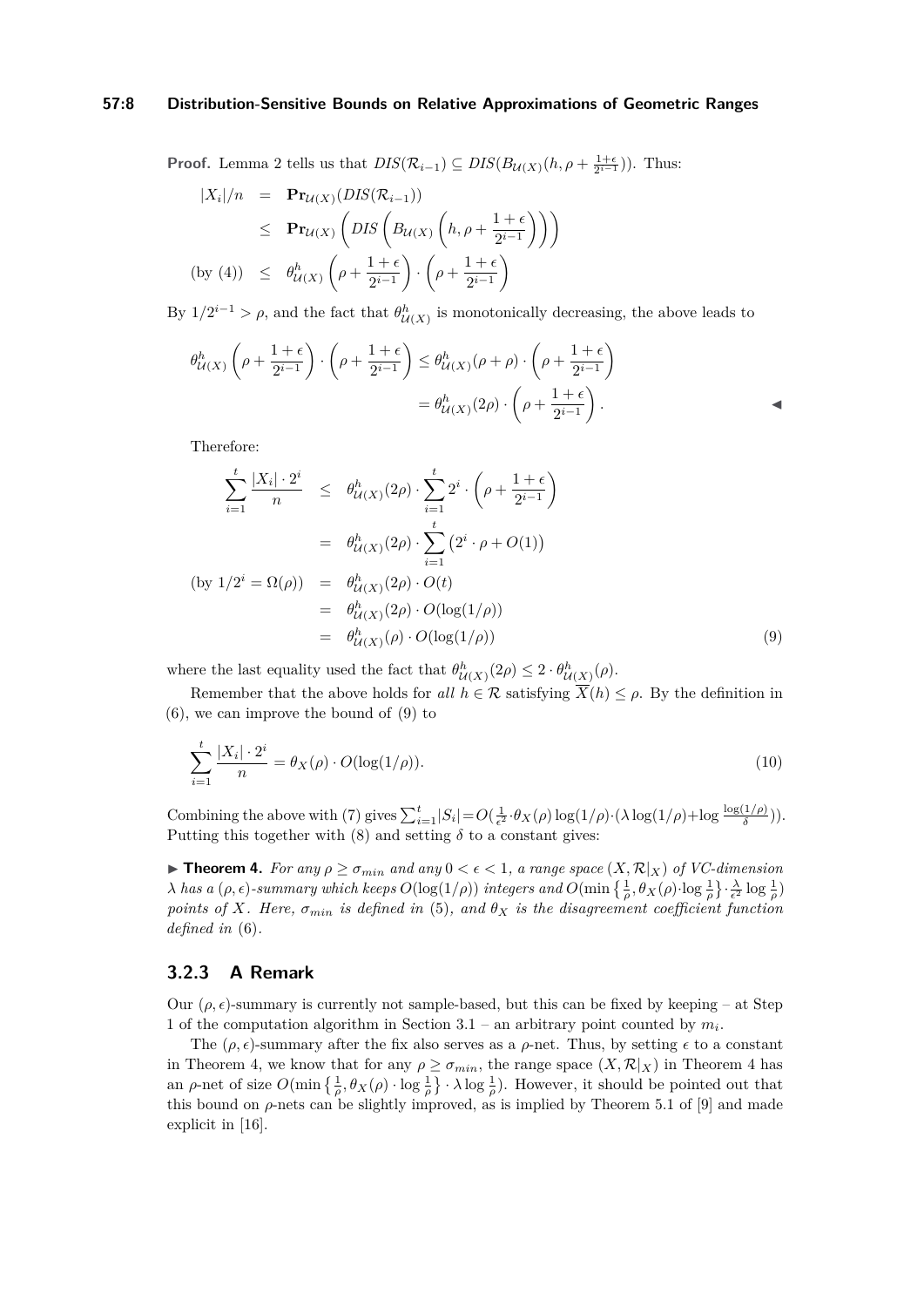**Proof.** Lemma 2 tells us that $DIS(\mathcal{R}_{i-1}) \subseteq DIS(B_{\mathcal{U}(X)}(h, \rho + \frac{1+\epsilon}{2^{i-1}}))$. Thus:

$$
\begin{aligned}
|X_i|/n &= \mathbf{Pr}_{\mathcal{U}(X)}(DIS(\mathcal{R}_{i-1})) \\
&\leq \mathbf{Pr}_{\mathcal{U}(X)}\left(DIS\left(B_{\mathcal{U}(X)}\left(h, \rho + \frac{1+\epsilon}{2^{i-1}}\right)\right)\right) \\
\text{(by (4))} \quad &\leq \theta^h_{\mathcal{U}(X)}\left(\rho + \frac{1+\epsilon}{2^{i-1}}\right) \cdot \left(\rho + \frac{1+\epsilon}{2^{i-1}}\right)
\end{aligned}
$$

By $1/2^{i-1} > \rho$, and the fact that $\theta^h_{\mathcal{U}(X)}$ is monotonically decreasing, the above leads to

$$
\begin{aligned}
\theta^h_{\mathcal{U}(X)}\left(\rho + \frac{1+\epsilon}{2^{i-1}}\right) \cdot \left(\rho + \frac{1+\epsilon}{2^{i-1}}\right) &\leq \theta^h_{\mathcal{U}(X)}(\rho + \rho) \cdot \left(\rho + \frac{1+\epsilon}{2^{i-1}}\right) \\
&= \theta^h_{\mathcal{U}(X)}(2\rho) \cdot \left(\rho + \frac{1+\epsilon}{2^{i-1}}\right).
\end{aligned}
$$

◀

Therefore:

$$
\begin{aligned}
\sum_{i=1}^{t} \frac{|X_i| \cdot 2^i}{n} &\leq \theta^h_{\mathcal{U}(X)}(2\rho) \cdot \sum_{i=1}^{t} 2^i \cdot \left(\rho + \frac{1+\epsilon}{2^{i-1}}\right) \\
&= \theta^h_{\mathcal{U}(X)}(2\rho) \cdot \sum_{i=1}^{t} \left(2^i \cdot \rho + O(1)\right) \\
\text{(by } 1/2^i = \Omega(\rho)) \quad &= \theta^h_{\mathcal{U}(X)}(2\rho) \cdot O(t) \\
&= \theta^h_{\mathcal{U}(X)}(2\rho) \cdot O(\log(1/\rho)) \\
&= \theta^h_{\mathcal{U}(X)}(\rho) \cdot O(\log(1/\rho)) \qquad (9)
\end{aligned}
$$

where the last equality used the fact that $\theta^h_{\mathcal{U}(X)}(2\rho) \leq 2 \cdot \theta^h_{\mathcal{U}(X)}(\rho)$.

Remember that the above holds for *all* $h \in \mathcal{R}$ satisfying $\overline{X}(h) \leq \rho$. By the definition in (6), we can improve the bound of (9) to

$$
\sum_{i=1}^{t} \frac{|X_i| \cdot 2^i}{n} = \theta_X(\rho) \cdot O(\log(1/\rho)). \qquad (10)
$$

Combining the above with (7) gives $\sum_{i=1}^{t} |S_i| = O(\frac{1}{\epsilon^2} \cdot \theta_X(\rho) \log(1/\rho) \cdot (\lambda \log(1/\rho) + \log \frac{\log(1/\rho)}{\delta}))$. Putting this together with (8) and setting $\delta$ to a constant gives:

▶ **Theorem 4.** *For any $\rho \geq \sigma_{min}$ and any $0 < \epsilon < 1$, a range space $(X, \mathcal{R}|_X)$ of VC-dimension $\lambda$ has a $(\rho, \epsilon)$-summary which keeps $O(\log(1/\rho))$ integers and $O(\min\{\frac{1}{\rho}, \theta_X(\rho) \cdot \log \frac{1}{\rho}\} \cdot \frac{\lambda}{\epsilon^2} \log \frac{1}{\rho})$ points of $X$. Here, $\sigma_{min}$ is defined in* (5)*, and $\theta_X$ is the disagreement coefficient function defined in* (6)*.*

### 3.2.3 A Remark

Our $(\rho, \epsilon)$-summary is currently not sample-based, but this can be fixed by keeping – at Step 1 of the computation algorithm in Section 3.1 – an arbitrary point counted by $m_i$.

The $(\rho, \epsilon)$-summary after the fix also serves as a $\rho$-net. Thus, by setting $\epsilon$ to a constant in Theorem 4, we know that for any $\rho \geq \sigma_{min}$, the range space $(X, \mathcal{R}|_X)$ in Theorem 4 has an $\rho$-net of size $O(\min\{\frac{1}{\rho}, \theta_X(\rho) \cdot \log \frac{1}{\rho}\} \cdot \lambda \log \frac{1}{\rho})$. However, it should be pointed out that this bound on $\rho$-nets can be slightly improved, as is implied by Theorem 5.1 of [9] and made explicit in [16].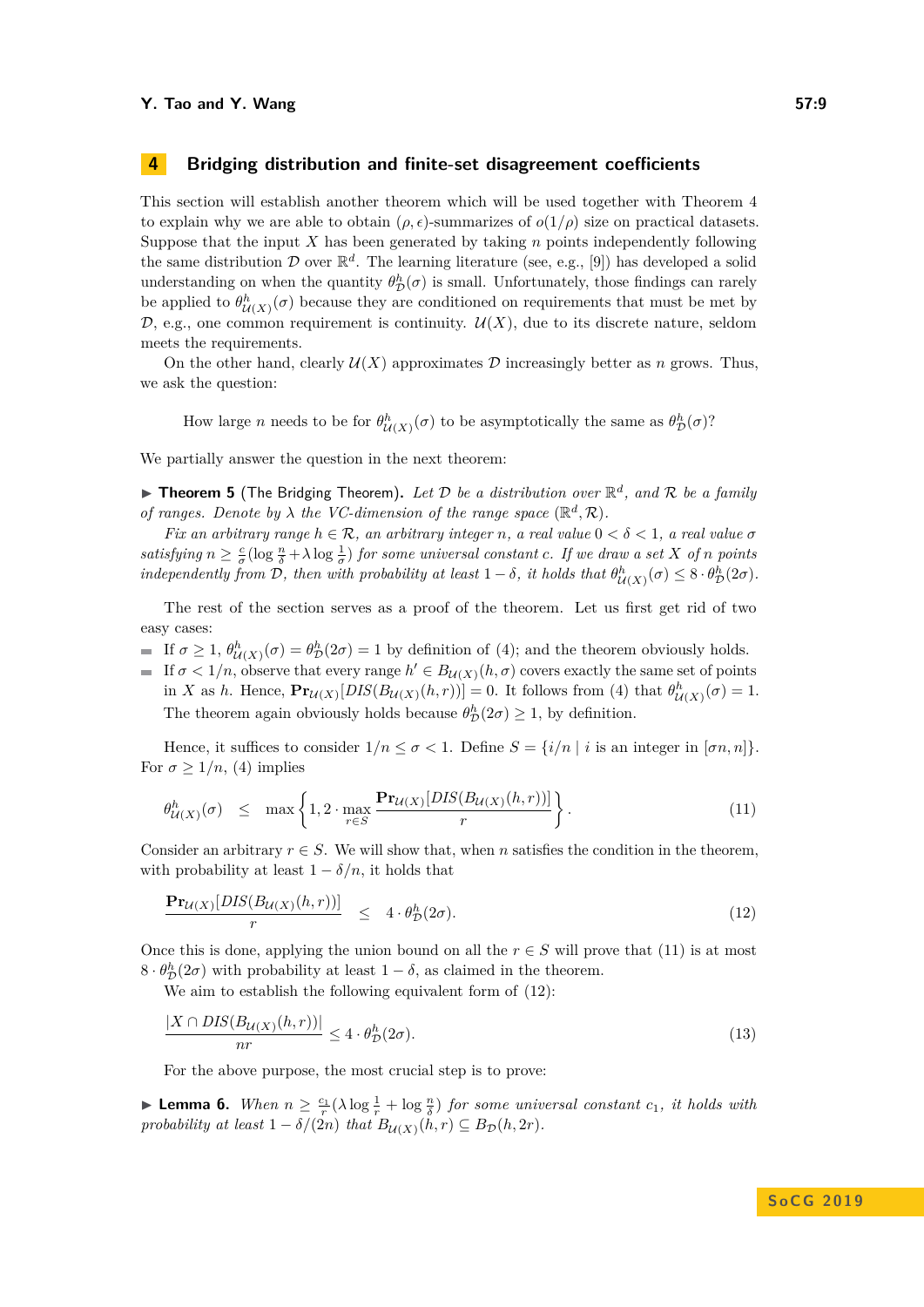## 4 Bridging distribution and finite-set disagreement coefficients

This section will establish another theorem which will be used together with Theorem 4 to explain why we are able to obtain $(\rho, \epsilon)$-summarizes of $o(1/\rho)$ size on practical datasets. Suppose that the input $X$ has been generated by taking $n$ points independently following the same distribution $\mathcal{D}$ over $\mathbb{R}^d$. The learning literature (see, e.g., [9]) has developed a solid understanding on when the quantity $\theta^h_{\mathcal{D}}(\sigma)$ is small. Unfortunately, those findings can rarely be applied to $\theta^h_{\mathcal{U}(X)}(\sigma)$ because they are conditioned on requirements that must be met by $\mathcal{D}$, e.g., one common requirement is continuity. $\mathcal{U}(X)$, due to its discrete nature, seldom meets the requirements.

On the other hand, clearly $\mathcal{U}(X)$ approximates $\mathcal{D}$ increasingly better as $n$ grows. Thus, we ask the question:

How large $n$ needs to be for $\theta^h_{\mathcal{U}(X)}(\sigma)$ to be asymptotically the same as $\theta^h_{\mathcal{D}}(\sigma)$?

We partially answer the question in the next theorem:

▶ **Theorem 5** (The Bridging Theorem). *Let $\mathcal{D}$ be a distribution over $\mathbb{R}^d$, and $\mathcal{R}$ be a family of ranges. Denote by $\lambda$ the VC-dimension of the range space $(\mathbb{R}^d, \mathcal{R})$.*

*Fix an arbitrary range $h \in \mathcal{R}$, an arbitrary integer $n$, a real value $0 < \delta < 1$, a real value $\sigma$ satisfying $n \geq \frac{c}{\sigma}(\log \frac{n}{\delta} + \lambda \log \frac{1}{\sigma})$ for some universal constant $c$. If we draw a set $X$ of $n$ points independently from $\mathcal{D}$, then with probability at least $1 - \delta$, it holds that $\theta^h_{\mathcal{U}(X)}(\sigma) \leq 8 \cdot \theta^h_{\mathcal{D}}(2\sigma)$.*

The rest of the section serves as a proof of the theorem. Let us first get rid of two easy cases:

- If $\sigma \geq 1$, $\theta^h_{\mathcal{U}(X)}(\sigma) = \theta^h_{\mathcal{D}}(2\sigma) = 1$ by definition of (4); and the theorem obviously holds.
- If $\sigma < 1/n$, observe that every range $h' \in B_{\mathcal{U}(X)}(h, \sigma)$ covers exactly the same set of points in $X$ as $h$. Hence, $\mathbf{Pr}_{\mathcal{U}(X)}[DIS(B_{\mathcal{U}(X)}(h, r))] = 0$. It follows from (4) that $\theta^h_{\mathcal{U}(X)}(\sigma) = 1$. The theorem again obviously holds because $\theta^h_{\mathcal{D}}(2\sigma) \geq 1$, by definition.

Hence, it suffices to consider $1/n \leq \sigma < 1$. Define $S = \{i/n \mid i \text{ is an integer in } [\sigma n, n]\}$. For $\sigma \geq 1/n$, (4) implies

$$\theta^h_{\mathcal{U}(X)}(\sigma) \quad \leq \quad \max\left\{1, 2 \cdot \max_{r \in S} \frac{\mathbf{Pr}_{\mathcal{U}(X)}[DIS(B_{\mathcal{U}(X)}(h, r))]}{r}\right\}. \tag{11}$$

Consider an arbitrary $r \in S$. We will show that, when $n$ satisfies the condition in the theorem, with probability at least $1 - \delta/n$, it holds that

$$\frac{\mathbf{Pr}_{\mathcal{U}(X)}[DIS(B_{\mathcal{U}(X)}(h, r))]}{r} \quad \leq \quad 4 \cdot \theta^h_{\mathcal{D}}(2\sigma). \tag{12}$$

Once this is done, applying the union bound on all the $r \in S$ will prove that (11) is at most $8 \cdot \theta^h_{\mathcal{D}}(2\sigma)$ with probability at least $1 - \delta$, as claimed in the theorem.

We aim to establish the following equivalent form of (12):

$$\frac{|X \cap DIS(B_{\mathcal{U}(X)}(h, r))|}{nr} \leq 4 \cdot \theta^h_{\mathcal{D}}(2\sigma). \tag{13}$$

For the above purpose, the most crucial step is to prove:

▶ **Lemma 6.** *When $n \geq \frac{c_1}{r}(\lambda \log \frac{1}{r} + \log \frac{n}{\delta})$ for some universal constant $c_1$, it holds with probability at least $1 - \delta/(2n)$ that $B_{\mathcal{U}(X)}(h, r) \subseteq B_{\mathcal{D}}(h, 2r)$.*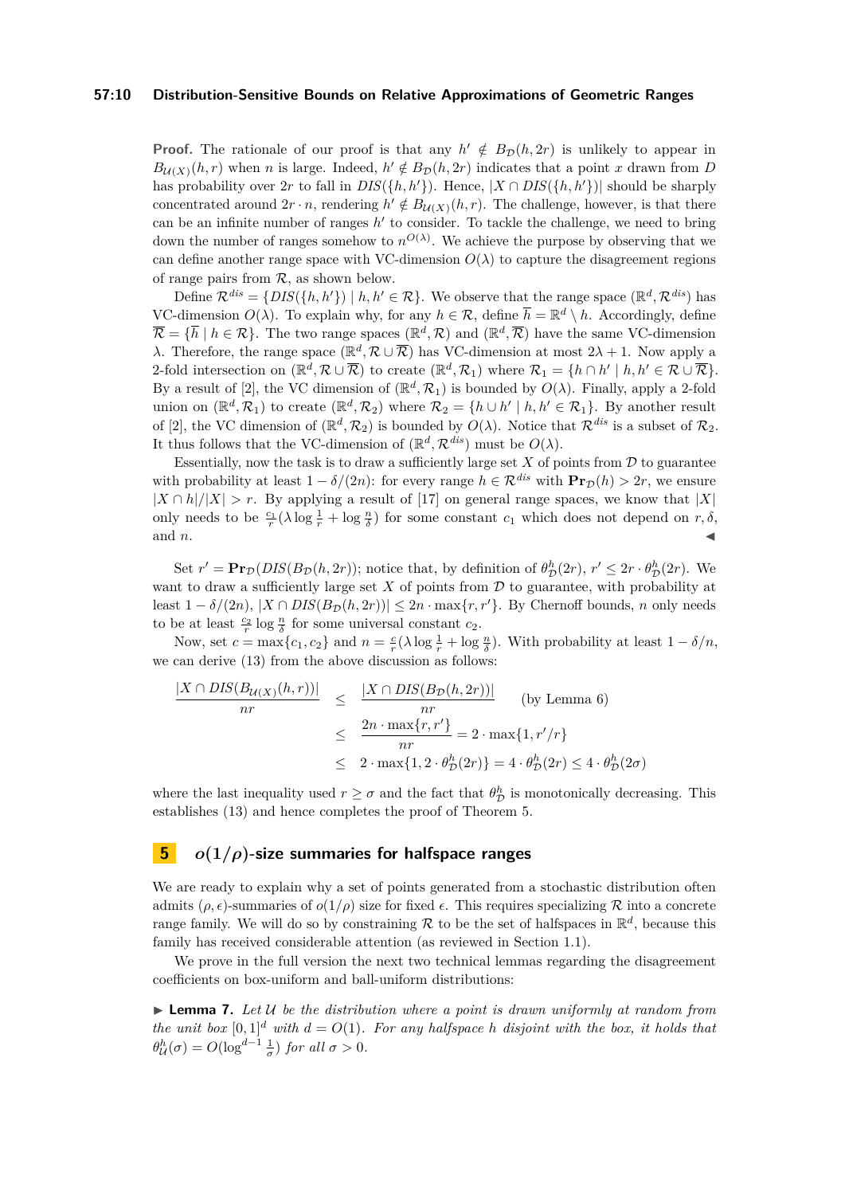**Proof.** The rationale of our proof is that any $h' \notin B_{\mathcal{D}}(h, 2r)$ is unlikely to appear in $B_{\mathcal{U}(X)}(h, r)$ when $n$ is large. Indeed, $h' \notin B_{\mathcal{D}}(h, 2r)$ indicates that a point $x$ drawn from $D$ has probability over $2r$ to fall in $DIS(\{h, h'\})$. Hence, $|X \cap DIS(\{h, h'\})|$ should be sharply concentrated around $2r \cdot n$, rendering $h' \notin B_{\mathcal{U}(X)}(h, r)$. The challenge, however, is that there can be an infinite number of ranges $h'$ to consider. To tackle the challenge, we need to bring down the number of ranges somehow to $n^{O(\lambda)}$. We achieve the purpose by observing that we can define another range space with VC-dimension $O(\lambda)$ to capture the disagreement regions of range pairs from $\mathcal{R}$, as shown below.

Define $\mathcal{R}^{dis} = \{DIS(\{h, h'\}) \mid h, h' \in \mathcal{R}\}$. We observe that the range space $(\mathbb{R}^d, \mathcal{R}^{dis})$ has VC-dimension $O(\lambda)$. To explain why, for any $h \in \mathcal{R}$, define $\overline{h} = \mathbb{R}^d \setminus h$. Accordingly, define $\overline{\mathcal{R}} = \{\overline{h} \mid h \in \mathcal{R}\}$. The two range spaces $(\mathbb{R}^d, \mathcal{R})$ and $(\mathbb{R}^d, \overline{\mathcal{R}})$ have the same VC-dimension $\lambda$. Therefore, the range space $(\mathbb{R}^d, \mathcal{R} \cup \overline{\mathcal{R}})$ has VC-dimension at most $2\lambda + 1$. Now apply a 2-fold intersection on $(\mathbb{R}^d, \mathcal{R} \cup \overline{\mathcal{R}})$ to create $(\mathbb{R}^d, \mathcal{R}_1)$ where $\mathcal{R}_1 = \{h \cap h' \mid h, h' \in \mathcal{R} \cup \overline{\mathcal{R}}\}$. By a result of [2], the VC dimension of $(\mathbb{R}^d, \mathcal{R}_1)$ is bounded by $O(\lambda)$. Finally, apply a 2-fold union on $(\mathbb{R}^d, \mathcal{R}_1)$ to create $(\mathbb{R}^d, \mathcal{R}_2)$ where $\mathcal{R}_2 = \{h \cup h' \mid h, h' \in \mathcal{R}_1\}$. By another result of [2], the VC dimension of $(\mathbb{R}^d, \mathcal{R}_2)$ is bounded by $O(\lambda)$. Notice that $\mathcal{R}^{dis}$ is a subset of $\mathcal{R}_2$. It thus follows that the VC-dimension of $(\mathbb{R}^d, \mathcal{R}^{dis})$ must be $O(\lambda)$.

Essentially, now the task is to draw a sufficiently large set $X$ of points from $\mathcal{D}$ to guarantee with probability at least $1 - \delta/(2n)$: for every range $h \in \mathcal{R}^{dis}$ with $\mathbf{Pr}_{\mathcal{D}}(h) > 2r$, we ensure $|X \cap h|/|X| > r$. By applying a result of [17] on general range spaces, we know that $|X|$ only needs to be $\frac{c_1}{r}(\lambda \log \frac{1}{r} + \log \frac{n}{\delta})$ for some constant $c_1$ which does not depend on $r, \delta$, and $n$. ◀

Set $r' = \mathbf{Pr}_{\mathcal{D}}(DIS(B_{\mathcal{D}}(h, 2r))$; notice that, by definition of $\theta^h_{\mathcal{D}}(2r)$, $r' \leq 2r \cdot \theta^h_{\mathcal{D}}(2r)$. We want to draw a sufficiently large set $X$ of points from $\mathcal{D}$ to guarantee, with probability at least $1 - \delta/(2n)$, $|X \cap DIS(B_{\mathcal{D}}(h, 2r))| \leq 2n \cdot \max\{r, r'\}$. By Chernoff bounds, $n$ only needs to be at least $\frac{c_2}{r} \log \frac{n}{\delta}$ for some universal constant $c_2$.

Now, set $c = \max\{c_1, c_2\}$ and $n = \frac{c}{r}(\lambda \log \frac{1}{r} + \log \frac{n}{\delta})$. With probability at least $1 - \delta/n$, we can derive (13) from the above discussion as follows:

$$
\begin{aligned}
\frac{|X \cap DIS(B_{\mathcal{U}(X)}(h, r))|}{nr} &\leq \frac{|X \cap DIS(B_{\mathcal{D}}(h, 2r))|}{nr} \quad \text{(by Lemma 6)} \\
&\leq \frac{2n \cdot \max\{r, r'\}}{nr} = 2 \cdot \max\{1, r'/r\} \\
&\leq 2 \cdot \max\{1, 2 \cdot \theta^h_{\mathcal{D}}(2r)\} = 4 \cdot \theta^h_{\mathcal{D}}(2r) \leq 4 \cdot \theta^h_{\mathcal{D}}(2\sigma)
\end{aligned}
$$

where the last inequality used $r \geq \sigma$ and the fact that $\theta^h_{\mathcal{D}}$ is monotonically decreasing. This establishes (13) and hence completes the proof of Theorem 5.

## 5 $o(1/\rho)$-size summaries for halfspace ranges

We are ready to explain why a set of points generated from a stochastic distribution often admits $(\rho, \epsilon)$-summaries of $o(1/\rho)$ size for fixed $\epsilon$. This requires specializing $\mathcal{R}$ into a concrete range family. We will do so by constraining $\mathcal{R}$ to be the set of halfspaces in $\mathbb{R}^d$, because this family has received considerable attention (as reviewed in Section 1.1).

We prove in the full version the next two technical lemmas regarding the disagreement coefficients on box-uniform and ball-uniform distributions:

▶ **Lemma 7.** *Let $\mathcal{U}$ be the distribution where a point is drawn uniformly at random from the unit box $[0, 1]^d$ with $d = O(1)$. For any halfspace $h$ disjoint with the box, it holds that $\theta^h_{\mathcal{U}}(\sigma) = O(\log^{d-1} \frac{1}{\sigma})$ for all $\sigma > 0$.*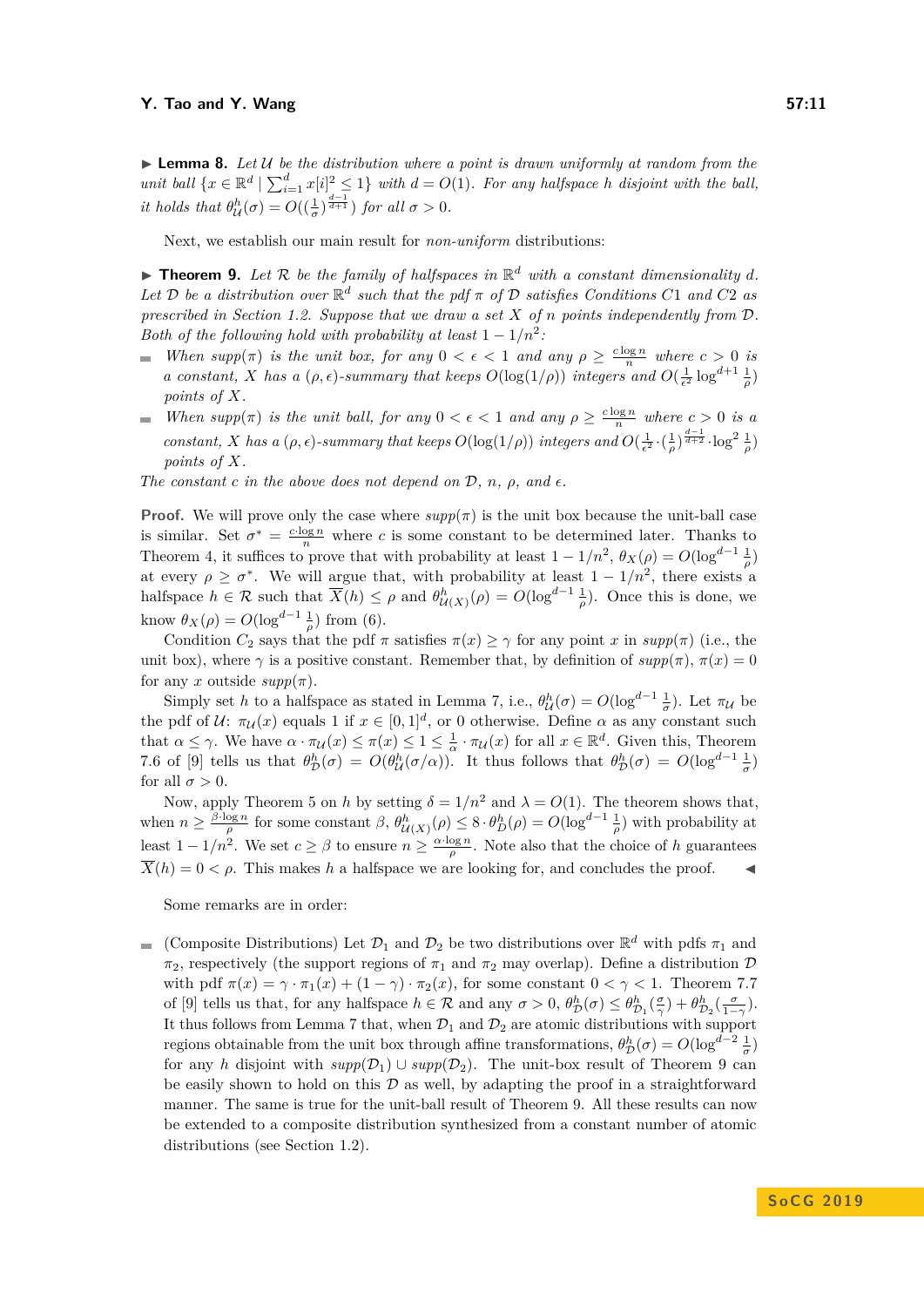▶ **Lemma 8.** *Let $\mathcal{U}$ be the distribution where a point is drawn uniformly at random from the unit ball $\{x \in \mathbb{R}^d \mid \sum_{i=1}^d x[i]^2 \le 1\}$ with $d = O(1)$. For any halfspace $h$ disjoint with the ball, it holds that $\theta_{\mathcal{U}}^h(\sigma) = O((\frac{1}{\sigma})^{\frac{d-1}{d+1}})$ for all $\sigma > 0$.*

Next, we establish our main result for *non-uniform* distributions:

▶ **Theorem 9.** *Let $\mathcal{R}$ be the family of halfspaces in $\mathbb{R}^d$ with a constant dimensionality $d$. Let $\mathcal{D}$ be a distribution over $\mathbb{R}^d$ such that the pdf $\pi$ of $\mathcal{D}$ satisfies Conditions C1 and C2 as prescribed in Section 1.2. Suppose that we draw a set $X$ of $n$ points independently from $\mathcal{D}$. Both of the following hold with probability at least $1 - 1/n^2$:*

- *When $supp(\pi)$ is the unit box, for any $0 < \epsilon < 1$ and any $\rho \ge \frac{c \log n}{n}$ where $c > 0$ is a constant, $X$ has a $(\rho, \epsilon)$-summary that keeps $O(\log(1/\rho))$ integers and $O(\frac{1}{\epsilon^2} \log^{d+1} \frac{1}{\rho})$ points of $X$.*
- *When $supp(\pi)$ is the unit ball, for any $0 < \epsilon < 1$ and any $\rho \ge \frac{c \log n}{n}$ where $c > 0$ is a constant, $X$ has a $(\rho, \epsilon)$-summary that keeps $O(\log(1/\rho))$ integers and $O(\frac{1}{\epsilon^2} \cdot (\frac{1}{\rho})^{\frac{d-1}{d+2}} \cdot \log^2 \frac{1}{\rho})$ points of $X$.*

*The constant $c$ in the above does not depend on $\mathcal{D}$, $n$, $\rho$, and $\epsilon$.*

**Proof.** We will prove only the case where $supp(\pi)$ is the unit box because the unit-ball case is similar. Set $\sigma^* = \frac{c \cdot \log n}{n}$ where $c$ is some constant to be determined later. Thanks to Theorem 4, it suffices to prove that with probability at least $1 - 1/n^2$, $\theta_X(\rho) = O(\log^{d-1} \frac{1}{\rho})$ at every $\rho \ge \sigma^*$. We will argue that, with probability at least $1 - 1/n^2$, there exists a halfspace $h \in \mathcal{R}$ such that $\overline{X}(h) \le \rho$ and $\theta_{\mathcal{U}(X)}^h(\rho) = O(\log^{d-1} \frac{1}{\rho})$. Once this is done, we know $\theta_X(\rho) = O(\log^{d-1} \frac{1}{\rho})$ from (6).

Condition $C_2$ says that the pdf $\pi$ satisfies $\pi(x) \ge \gamma$ for any point $x$ in $supp(\pi)$ (i.e., the unit box), where $\gamma$ is a positive constant. Remember that, by definition of $supp(\pi)$, $\pi(x) = 0$ for any $x$ outside $supp(\pi)$.

Simply set $h$ to a halfspace as stated in Lemma 7, i.e., $\theta_{\mathcal{U}}^h(\sigma) = O(\log^{d-1} \frac{1}{\sigma})$. Let $\pi_{\mathcal{U}}$ be the pdf of $\mathcal{U}$: $\pi_{\mathcal{U}}(x)$ equals 1 if $x \in [0,1]^d$, or 0 otherwise. Define $\alpha$ as any constant such that $\alpha \le \gamma$. We have $\alpha \cdot \pi_{\mathcal{U}}(x) \le \pi(x) \le 1 \le \frac{1}{\alpha} \cdot \pi_{\mathcal{U}}(x)$ for all $x \in \mathbb{R}^d$. Given this, Theorem 7.6 of [9] tells us that $\theta_{\mathcal{D}}^h(\sigma) = O(\theta_{\mathcal{U}}^h(\sigma/\alpha))$. It thus follows that $\theta_{\mathcal{D}}^h(\sigma) = O(\log^{d-1} \frac{1}{\sigma})$ for all $\sigma > 0$.

Now, apply Theorem 5 on $h$ by setting $\delta = 1/n^2$ and $\lambda = O(1)$. The theorem shows that, when $n \ge \frac{\beta \cdot \log n}{\rho}$ for some constant $\beta$, $\theta_{\mathcal{U}(X)}^h(\rho) \le 8 \cdot \theta_{\mathcal{D}}^h(\rho) = O(\log^{d-1} \frac{1}{\rho})$ with probability at least $1 - 1/n^2$. We set $c \ge \beta$ to ensure $n \ge \frac{\alpha \cdot \log n}{\rho}$. Note also that the choice of $h$ guarantees $\overline{X}(h) = 0 < \rho$. This makes $h$ a halfspace we are looking for, and concludes the proof. ◀

Some remarks are in order:

- (Composite Distributions) Let $\mathcal{D}_1$ and $\mathcal{D}_2$ be two distributions over $\mathbb{R}^d$ with pdfs $\pi_1$ and $\pi_2$, respectively (the support regions of $\pi_1$ and $\pi_2$ may overlap). Define a distribution $\mathcal{D}$ with pdf $\pi(x) = \gamma \cdot \pi_1(x) + (1 - \gamma) \cdot \pi_2(x)$, for some constant $0 < \gamma < 1$. Theorem 7.7 of [9] tells us that, for any halfspace $h \in \mathcal{R}$ and any $\sigma > 0$, $\theta_{\mathcal{D}}^h(\sigma) \le \theta_{\mathcal{D}_1}^h(\frac{\sigma}{\gamma}) + \theta_{\mathcal{D}_2}^h(\frac{\sigma}{1-\gamma})$. It thus follows from Lemma 7 that, when $\mathcal{D}_1$ and $\mathcal{D}_2$ are atomic distributions with support regions obtainable from the unit box through affine transformations, $\theta_{\mathcal{D}}^h(\sigma) = O(\log^{d-2} \frac{1}{\sigma})$ for any $h$ disjoint with $supp(\mathcal{D}_1) \cup supp(\mathcal{D}_2)$. The unit-box result of Theorem 9 can be easily shown to hold on this $\mathcal{D}$ as well, by adapting the proof in a straightforward manner. The same is true for the unit-ball result of Theorem 9. All these results can now be extended to a composite distribution synthesized from a constant number of atomic distributions (see Section 1.2).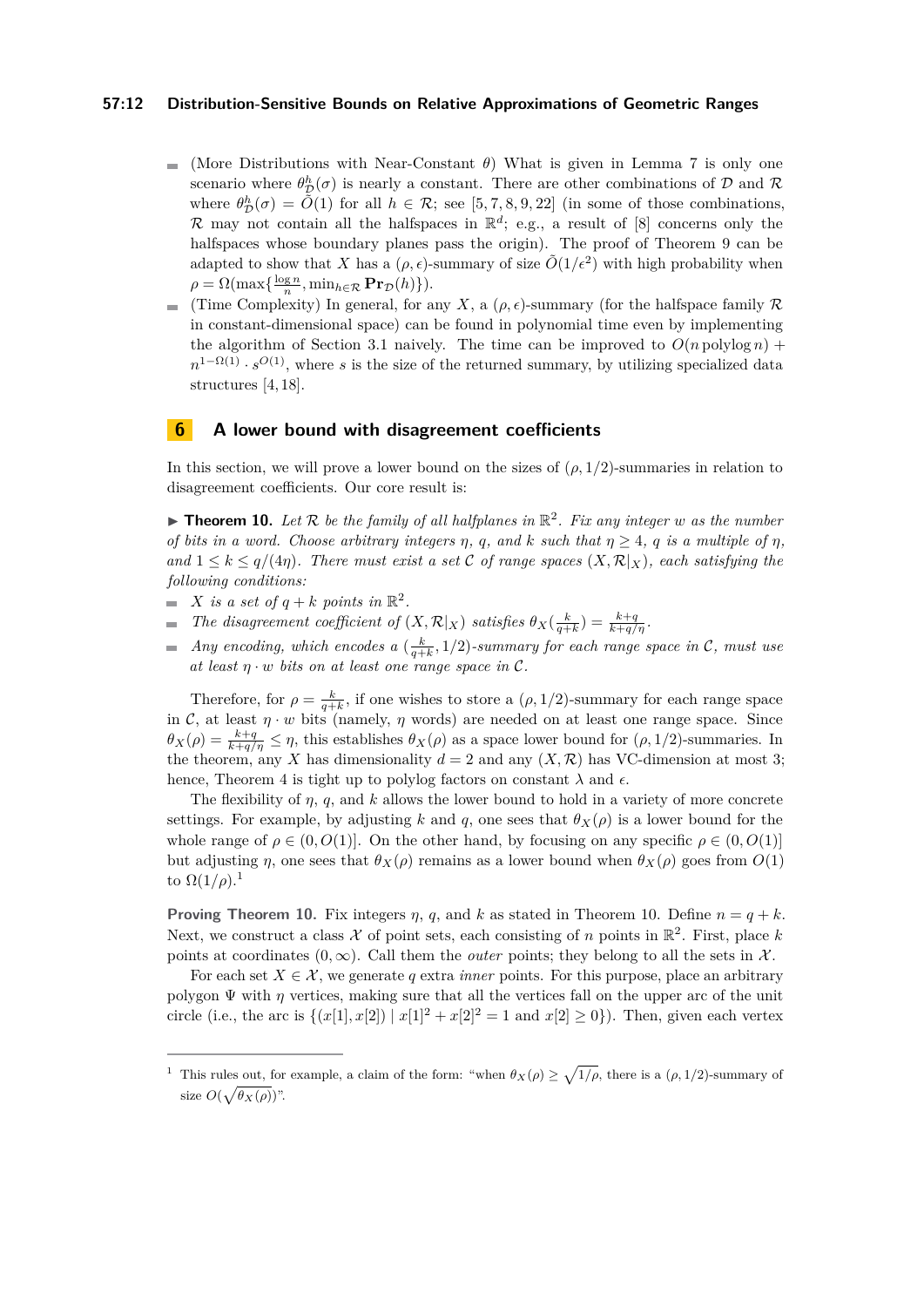- (More Distributions with Near-Constant $\theta$) What is given in Lemma 7 is only one scenario where $\theta^h_{\mathcal{D}}(\sigma)$ is nearly a constant. There are other combinations of $\mathcal{D}$ and $\mathcal{R}$ where $\theta^h_{\mathcal{D}}(\sigma) = \tilde{O}(1)$ for all $h \in \mathcal{R}$; see [5, 7, 8, 9, 22] (in some of those combinations, $\mathcal{R}$ may not contain all the halfspaces in $\mathbb{R}^d$; e.g., a result of [8] concerns only the halfspaces whose boundary planes pass the origin). The proof of Theorem 9 can be adapted to show that $X$ has a $(\rho, \epsilon)$-summary of size $\tilde{O}(1/\epsilon^2)$ with high probability when $\rho = \Omega(\max\{\frac{\log n}{n}, \min_{h \in \mathcal{R}} \mathbf{Pr}_{\mathcal{D}}(h)\})$.
- (Time Complexity) In general, for any $X$, a $(\rho, \epsilon)$-summary (for the halfspace family $\mathcal{R}$ in constant-dimensional space) can be found in polynomial time even by implementing the algorithm of Section 3.1 naively. The time can be improved to $O(n \operatorname{polylog} n) + n^{1-\Omega(1)} \cdot s^{O(1)}$, where $s$ is the size of the returned summary, by utilizing specialized data structures [4, 18].

## 6 A lower bound with disagreement coefficients

In this section, we will prove a lower bound on the sizes of $(\rho, 1/2)$-summaries in relation to disagreement coefficients. Our core result is:

**Theorem 10.** *Let $\mathcal{R}$ be the family of all halfplanes in $\mathbb{R}^2$. Fix any integer $w$ as the number of bits in a word. Choose arbitrary integers $\eta$, $q$, and $k$ such that $\eta \geq 4$, $q$ is a multiple of $\eta$, and $1 \leq k \leq q/(4\eta)$. There must exist a set $\mathcal{C}$ of range spaces $(X, \mathcal{R}|_X)$, each satisfying the following conditions:*

- *$X$ is a set of $q + k$ points in $\mathbb{R}^2$.*
- *The disagreement coefficient of $(X, \mathcal{R}|_X)$ satisfies $\theta_X(\frac{k}{q+k}) = \frac{k+q}{k+q/\eta}$.*
- *Any encoding, which encodes a $(\frac{k}{q+k}, 1/2)$-summary for each range space in $\mathcal{C}$, must use at least $\eta \cdot w$ bits on at least one range space in $\mathcal{C}$.*

Therefore, for $\rho = \frac{k}{q+k}$, if one wishes to store a $(\rho, 1/2)$-summary for each range space in $\mathcal{C}$, at least $\eta \cdot w$ bits (namely, $\eta$ words) are needed on at least one range space. Since $\theta_X(\rho) = \frac{k+q}{k+q/\eta} \leq \eta$, this establishes $\theta_X(\rho)$ as a space lower bound for $(\rho, 1/2)$-summaries. In the theorem, any $X$ has dimensionality $d = 2$ and any $(X, \mathcal{R})$ has VC-dimension at most 3; hence, Theorem 4 is tight up to polylog factors on constant $\lambda$ and $\epsilon$.

The flexibility of $\eta$, $q$, and $k$ allows the lower bound to hold in a variety of more concrete settings. For example, by adjusting $k$ and $q$, one sees that $\theta_X(\rho)$ is a lower bound for the whole range of $\rho \in (0, O(1)]$. On the other hand, by focusing on any specific $\rho \in (0, O(1)]$ but adjusting $\eta$, one sees that $\theta_X(\rho)$ remains as a lower bound when $\theta_X(\rho)$ goes from $O(1)$ to $\Omega(1/\rho)$.[1]

**Proving Theorem 10.** Fix integers $\eta$, $q$, and $k$ as stated in Theorem 10. Define $n = q + k$. Next, we construct a class $\mathcal{X}$ of point sets, each consisting of $n$ points in $\mathbb{R}^2$. First, place $k$ points at coordinates $(0, \infty)$. Call them the *outer* points; they belong to all the sets in $\mathcal{X}$.

For each set $X \in \mathcal{X}$, we generate $q$ extra *inner* points. For this purpose, place an arbitrary polygon $\Psi$ with $\eta$ vertices, making sure that all the vertices fall on the upper arc of the unit circle (i.e., the arc is $\{(x[1], x[2]) \mid x[1]^2 + x[2]^2 = 1 \text{ and } x[2] \geq 0\}$). Then, given each vertex

---

[1] This rules out, for example, a claim of the form: "when $\theta_X(\rho) \geq \sqrt{1/\rho}$, there is a $(\rho, 1/2)$-summary of size $O(\sqrt{\theta_X(\rho)})$".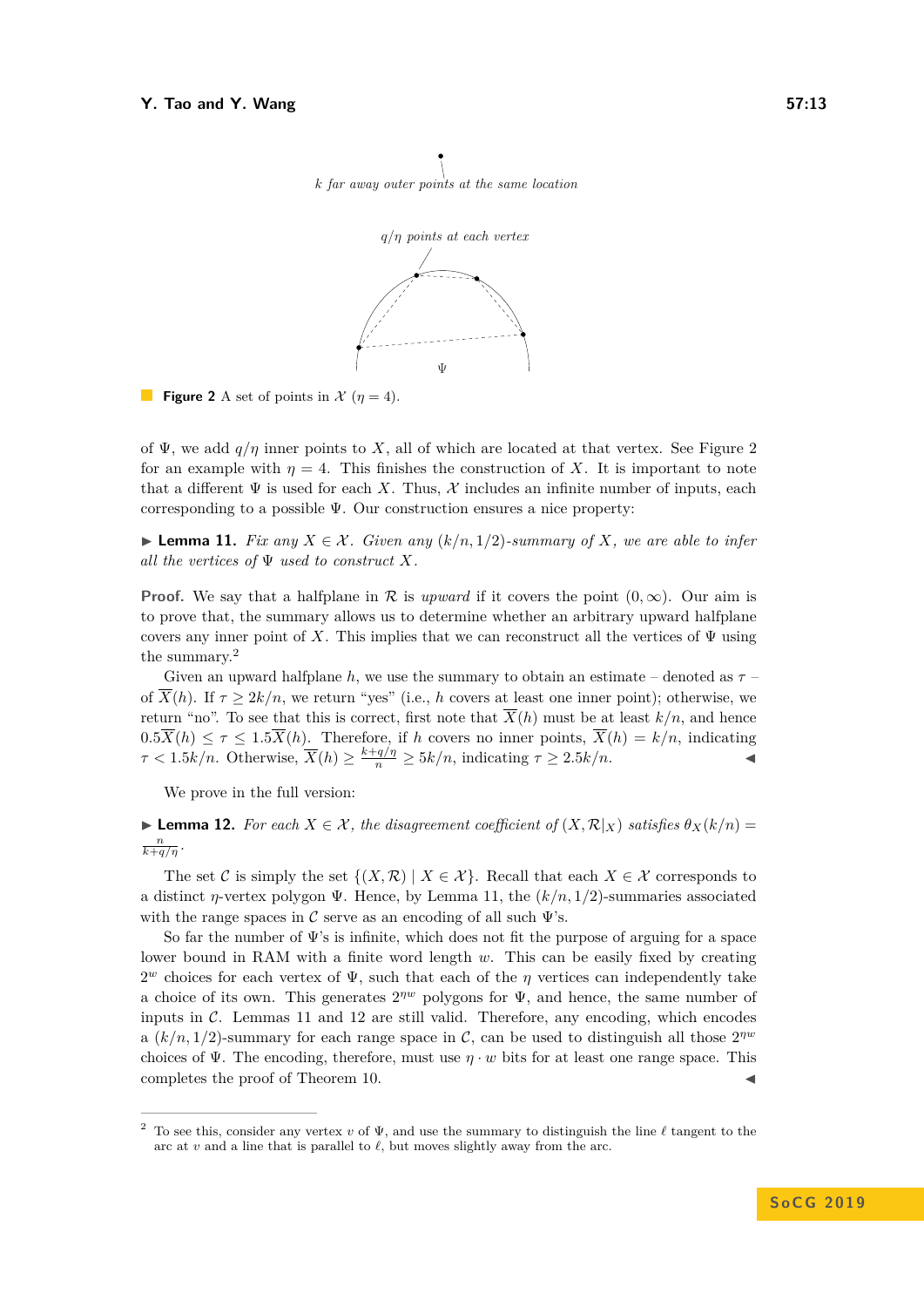*k far away outer points at the same location*

*q/η points at each vertex*

Ψ

**Figure 2** A set of points in $\mathcal{X}$ ($\eta = 4$).

of Ψ, we add $q/\eta$ inner points to $X$, all of which are located at that vertex. See Figure 2 for an example with $\eta = 4$. This finishes the construction of $X$. It is important to note that a different Ψ is used for each $X$. Thus, $\mathcal{X}$ includes an infinite number of inputs, each corresponding to a possible Ψ. Our construction ensures a nice property:

▶ **Lemma 11.** *Fix any $X \in \mathcal{X}$. Given any $(k/n, 1/2)$-summary of $X$, we are able to infer all the vertices of Ψ used to construct $X$.*

**Proof.** We say that a halfplane in $\mathcal{R}$ is *upward* if it covers the point $(0, \infty)$. Our aim is to prove that, the summary allows us to determine whether an arbitrary upward halfplane covers any inner point of $X$. This implies that we can reconstruct all the vertices of Ψ using the summary.[2]

Given an upward halfplane $h$, we use the summary to obtain an estimate – denoted as $\tau$ – of $\overline{X}(h)$. If $\tau \geq 2k/n$, we return "yes" (i.e., $h$ covers at least one inner point); otherwise, we return "no". To see that this is correct, first note that $\overline{X}(h)$ must be at least $k/n$, and hence $0.5\overline{X}(h) \leq \tau \leq 1.5\overline{X}(h)$. Therefore, if $h$ covers no inner points, $\overline{X}(h) = k/n$, indicating $\tau < 1.5k/n$. Otherwise, $\overline{X}(h) \geq \frac{k+q/\eta}{n} \geq 5k/n$, indicating $\tau \geq 2.5k/n$. ◀

We prove in the full version:

▶ **Lemma 12.** *For each $X \in \mathcal{X}$, the disagreement coefficient of $(X, \mathcal{R}|_X)$ satisfies $\theta_X(k/n) = \frac{n}{k+q/\eta}$.*

The set $\mathcal{C}$ is simply the set $\{(X, \mathcal{R}) \mid X \in \mathcal{X}\}$. Recall that each $X \in \mathcal{X}$ corresponds to a distinct $\eta$-vertex polygon Ψ. Hence, by Lemma 11, the $(k/n, 1/2)$-summaries associated with the range spaces in $\mathcal{C}$ serve as an encoding of all such Ψ's.

So far the number of Ψ's is infinite, which does not fit the purpose of arguing for a space lower bound in RAM with a finite word length $w$. This can be easily fixed by creating $2^w$ choices for each vertex of Ψ, such that each of the $\eta$ vertices can independently take a choice of its own. This generates $2^{\eta w}$ polygons for Ψ, and hence, the same number of inputs in $\mathcal{C}$. Lemmas 11 and 12 are still valid. Therefore, any encoding, which encodes a $(k/n, 1/2)$-summary for each range space in $\mathcal{C}$, can be used to distinguish all those $2^{\eta w}$ choices of Ψ. The encoding, therefore, must use $\eta \cdot w$ bits for at least one range space. This completes the proof of Theorem 10. ◀

---

[2] To see this, consider any vertex $v$ of Ψ, and use the summary to distinguish the line $\ell$ tangent to the arc at $v$ and a line that is parallel to $\ell$, but moves slightly away from the arc.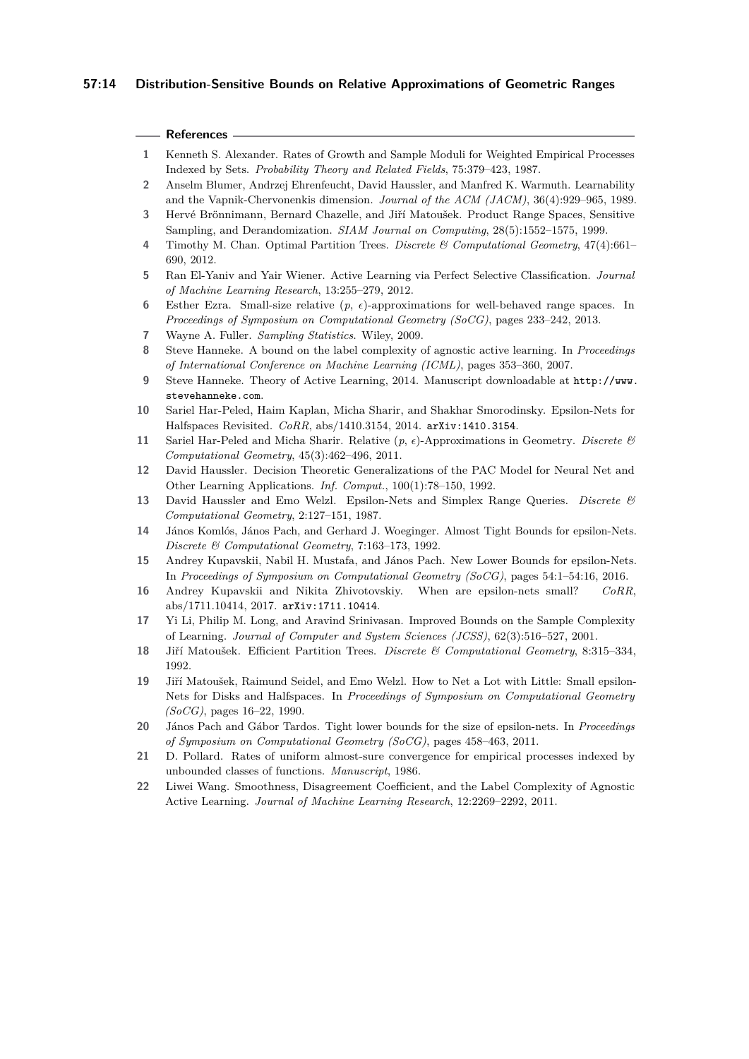## References

1. Kenneth S. Alexander. Rates of Growth and Sample Moduli for Weighted Empirical Processes Indexed by Sets. *Probability Theory and Related Fields*, 75:379–423, 1987.
2. Anselm Blumer, Andrzej Ehrenfeucht, David Haussler, and Manfred K. Warmuth. Learnability and the Vapnik-Chervonenkis dimension. *Journal of the ACM (JACM)*, 36(4):929–965, 1989.
3. Hervé Brönnimann, Bernard Chazelle, and Jiří Matoušek. Product Range Spaces, Sensitive Sampling, and Derandomization. *SIAM Journal on Computing*, 28(5):1552–1575, 1999.
4. Timothy M. Chan. Optimal Partition Trees. *Discrete & Computational Geometry*, 47(4):661–690, 2012.
5. Ran El-Yaniv and Yair Wiener. Active Learning via Perfect Selective Classification. *Journal of Machine Learning Research*, 13:255–279, 2012.
6. Esther Ezra. Small-size relative $(p, \epsilon)$-approximations for well-behaved range spaces. In *Proceedings of Symposium on Computational Geometry (SoCG)*, pages 233–242, 2013.
7. Wayne A. Fuller. *Sampling Statistics*. Wiley, 2009.
8. Steve Hanneke. A bound on the label complexity of agnostic active learning. In *Proceedings of International Conference on Machine Learning (ICML)*, pages 353–360, 2007.
9. Steve Hanneke. Theory of Active Learning, 2014. Manuscript downloadable at `http://www.stevehanneke.com`.
10. Sariel Har-Peled, Haim Kaplan, Micha Sharir, and Shakhar Smorodinsky. Epsilon-Nets for Halfspaces Revisited. *CoRR*, abs/1410.3154, 2014. `arXiv:1410.3154`.
11. Sariel Har-Peled and Micha Sharir. Relative $(p, \epsilon)$-Approximations in Geometry. *Discrete & Computational Geometry*, 45(3):462–496, 2011.
12. David Haussler. Decision Theoretic Generalizations of the PAC Model for Neural Net and Other Learning Applications. *Inf. Comput.*, 100(1):78–150, 1992.
13. David Haussler and Emo Welzl. Epsilon-Nets and Simplex Range Queries. *Discrete & Computational Geometry*, 2:127–151, 1987.
14. János Komlós, János Pach, and Gerhard J. Woeginger. Almost Tight Bounds for epsilon-Nets. *Discrete & Computational Geometry*, 7:163–173, 1992.
15. Andrey Kupavskii, Nabil H. Mustafa, and János Pach. New Lower Bounds for epsilon-Nets. In *Proceedings of Symposium on Computational Geometry (SoCG)*, pages 54:1–54:16, 2016.
16. Andrey Kupavskii and Nikita Zhivotovskiy. When are epsilon-nets small? *CoRR*, abs/1711.10414, 2017. `arXiv:1711.10414`.
17. Yi Li, Philip M. Long, and Aravind Srinivasan. Improved Bounds on the Sample Complexity of Learning. *Journal of Computer and System Sciences (JCSS)*, 62(3):516–527, 2001.
18. Jiří Matoušek. Efficient Partition Trees. *Discrete & Computational Geometry*, 8:315–334, 1992.
19. Jiří Matoušek, Raimund Seidel, and Emo Welzl. How to Net a Lot with Little: Small epsilon-Nets for Disks and Halfspaces. In *Proceedings of Symposium on Computational Geometry (SoCG)*, pages 16–22, 1990.
20. János Pach and Gábor Tardos. Tight lower bounds for the size of epsilon-nets. In *Proceedings of Symposium on Computational Geometry (SoCG)*, pages 458–463, 2011.
21. D. Pollard. Rates of uniform almost-sure convergence for empirical processes indexed by unbounded classes of functions. *Manuscript*, 1986.
22. Liwei Wang. Smoothness, Disagreement Coefficient, and the Label Complexity of Agnostic Active Learning. *Journal of Machine Learning Research*, 12:2269–2292, 2011.